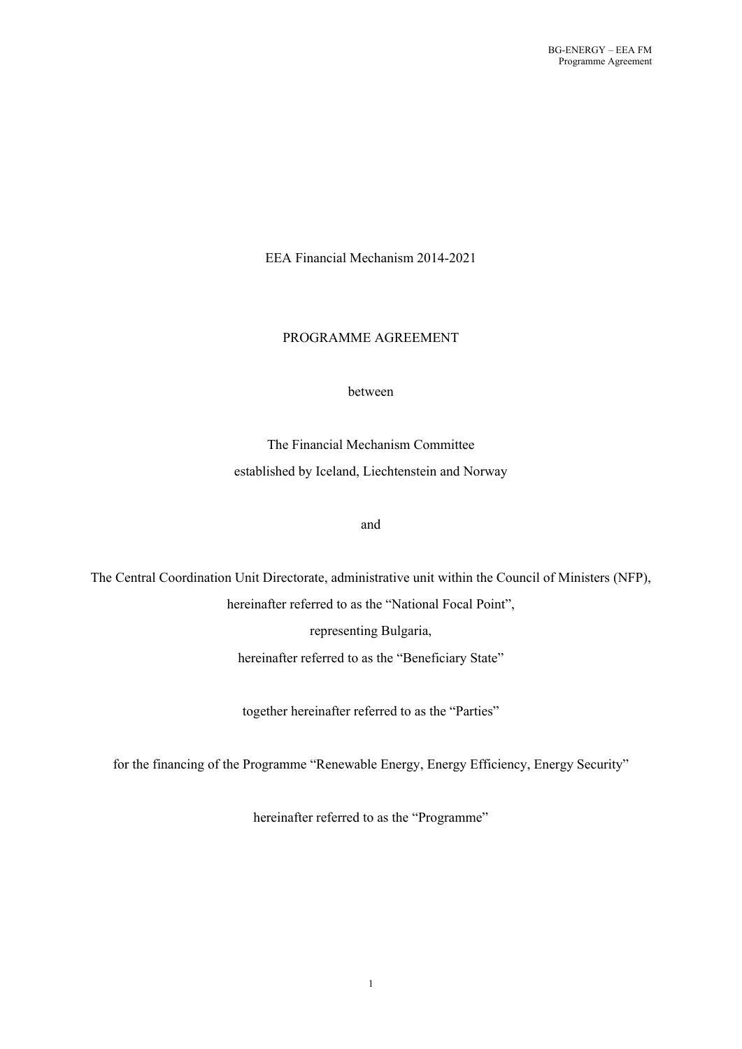EEA Financial Mechanism 2014-2021

PROGRAMME AGREEMENT

between

The Financial Mechanism Committee

established by Iceland, Liechtenstein and Norway

and

The Central Coordination Unit Directorate, administrative unit within the Council of Ministers (NFP),

hereinafter referred to as the "National Focal Point",

representing Bulgaria,

hereinafter referred to as the "Beneficiary State"

together hereinafter referred to as the "Parties"

for the financing of the Programme "Renewable Energy, Energy Efficiency, Energy Security"

hereinafter referred to as the "Programme"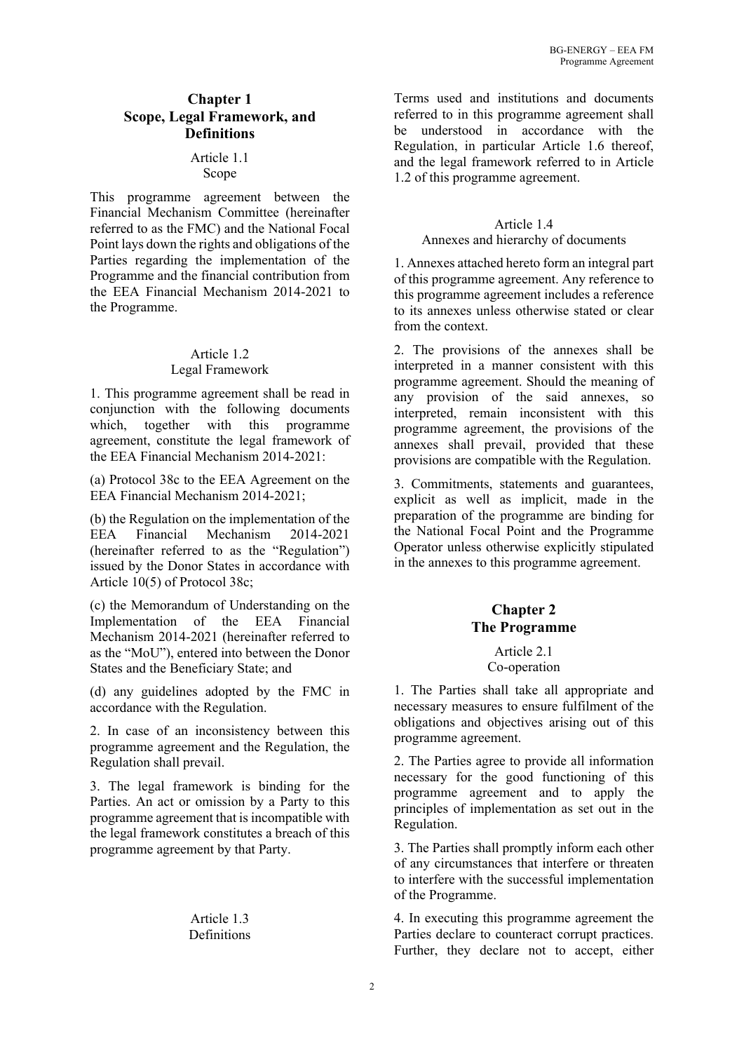## Chapter 1
## Scope, Legal Framework, and Definitions

### Article 1.1
### Scope

This programme agreement between the Financial Mechanism Committee (hereinafter referred to as the FMC) and the National Focal Point lays down the rights and obligations of the Parties regarding the implementation of the Programme and the financial contribution from the EEA Financial Mechanism 2014-2021 to the Programme.

### Article 1.2
### Legal Framework

1. This programme agreement shall be read in conjunction with the following documents which, together with this programme agreement, constitute the legal framework of the EEA Financial Mechanism 2014-2021:

(a) Protocol 38c to the EEA Agreement on the EEA Financial Mechanism 2014-2021;

(b) the Regulation on the implementation of the EEA Financial Mechanism 2014-2021 (hereinafter referred to as the "Regulation") issued by the Donor States in accordance with Article 10(5) of Protocol 38c;

(c) the Memorandum of Understanding on the Implementation of the EEA Financial Mechanism 2014-2021 (hereinafter referred to as the "MoU"), entered into between the Donor States and the Beneficiary State; and

(d) any guidelines adopted by the FMC in accordance with the Regulation.

2. In case of an inconsistency between this programme agreement and the Regulation, the Regulation shall prevail.

3. The legal framework is binding for the Parties. An act or omission by a Party to this programme agreement that is incompatible with the legal framework constitutes a breach of this programme agreement by that Party.

### Article 1.3
### Definitions

Terms used and institutions and documents referred to in this programme agreement shall be understood in accordance with the Regulation, in particular Article 1.6 thereof, and the legal framework referred to in Article 1.2 of this programme agreement.

### Article 1.4
### Annexes and hierarchy of documents

1. Annexes attached hereto form an integral part of this programme agreement. Any reference to this programme agreement includes a reference to its annexes unless otherwise stated or clear from the context.

2. The provisions of the annexes shall be interpreted in a manner consistent with this programme agreement. Should the meaning of any provision of the said annexes, so interpreted, remain inconsistent with this programme agreement, the provisions of the annexes shall prevail, provided that these provisions are compatible with the Regulation.

3. Commitments, statements and guarantees, explicit as well as implicit, made in the preparation of the programme are binding for the National Focal Point and the Programme Operator unless otherwise explicitly stipulated in the annexes to this programme agreement.

## Chapter 2
## The Programme

### Article 2.1
### Co-operation

1. The Parties shall take all appropriate and necessary measures to ensure fulfilment of the obligations and objectives arising out of this programme agreement.

2. The Parties agree to provide all information necessary for the good functioning of this programme agreement and to apply the principles of implementation as set out in the Regulation.

3. The Parties shall promptly inform each other of any circumstances that interfere or threaten to interfere with the successful implementation of the Programme.

4. In executing this programme agreement the Parties declare to counteract corrupt practices. Further, they declare not to accept, either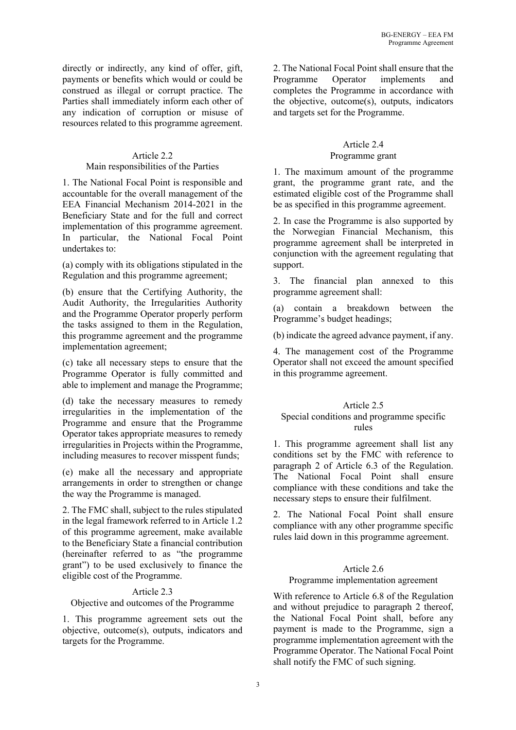directly or indirectly, any kind of offer, gift, payments or benefits which would or could be construed as illegal or corrupt practice. The Parties shall immediately inform each other of any indication of corruption or misuse of resources related to this programme agreement.

## Article 2.2
## Main responsibilities of the Parties

1. The National Focal Point is responsible and accountable for the overall management of the EEA Financial Mechanism 2014-2021 in the Beneficiary State and for the full and correct implementation of this programme agreement. In particular, the National Focal Point undertakes to:

(a) comply with its obligations stipulated in the Regulation and this programme agreement;

(b) ensure that the Certifying Authority, the Audit Authority, the Irregularities Authority and the Programme Operator properly perform the tasks assigned to them in the Regulation, this programme agreement and the programme implementation agreement;

(c) take all necessary steps to ensure that the Programme Operator is fully committed and able to implement and manage the Programme;

(d) take the necessary measures to remedy irregularities in the implementation of the Programme and ensure that the Programme Operator takes appropriate measures to remedy irregularities in Projects within the Programme, including measures to recover misspent funds;

(e) make all the necessary and appropriate arrangements in order to strengthen or change the way the Programme is managed.

2. The FMC shall, subject to the rules stipulated in the legal framework referred to in Article 1.2 of this programme agreement, make available to the Beneficiary State a financial contribution (hereinafter referred to as "the programme grant") to be used exclusively to finance the eligible cost of the Programme.

## Article 2.3
## Objective and outcomes of the Programme

1. This programme agreement sets out the objective, outcome(s), outputs, indicators and targets for the Programme.

2. The National Focal Point shall ensure that the Programme Operator implements and completes the Programme in accordance with the objective, outcome(s), outputs, indicators and targets set for the Programme.

## Article 2.4
## Programme grant

1. The maximum amount of the programme grant, the programme grant rate, and the estimated eligible cost of the Programme shall be as specified in this programme agreement.

2. In case the Programme is also supported by the Norwegian Financial Mechanism, this programme agreement shall be interpreted in conjunction with the agreement regulating that support.

3. The financial plan annexed to this programme agreement shall:

(a) contain a breakdown between the Programme's budget headings;

(b) indicate the agreed advance payment, if any.

4. The management cost of the Programme Operator shall not exceed the amount specified in this programme agreement.

## Article 2.5
## Special conditions and programme specific rules

1. This programme agreement shall list any conditions set by the FMC with reference to paragraph 2 of Article 6.3 of the Regulation. The National Focal Point shall ensure compliance with these conditions and take the necessary steps to ensure their fulfilment.

2. The National Focal Point shall ensure compliance with any other programme specific rules laid down in this programme agreement.

## Article 2.6
## Programme implementation agreement

With reference to Article 6.8 of the Regulation and without prejudice to paragraph 2 thereof, the National Focal Point shall, before any payment is made to the Programme, sign a programme implementation agreement with the Programme Operator. The National Focal Point shall notify the FMC of such signing.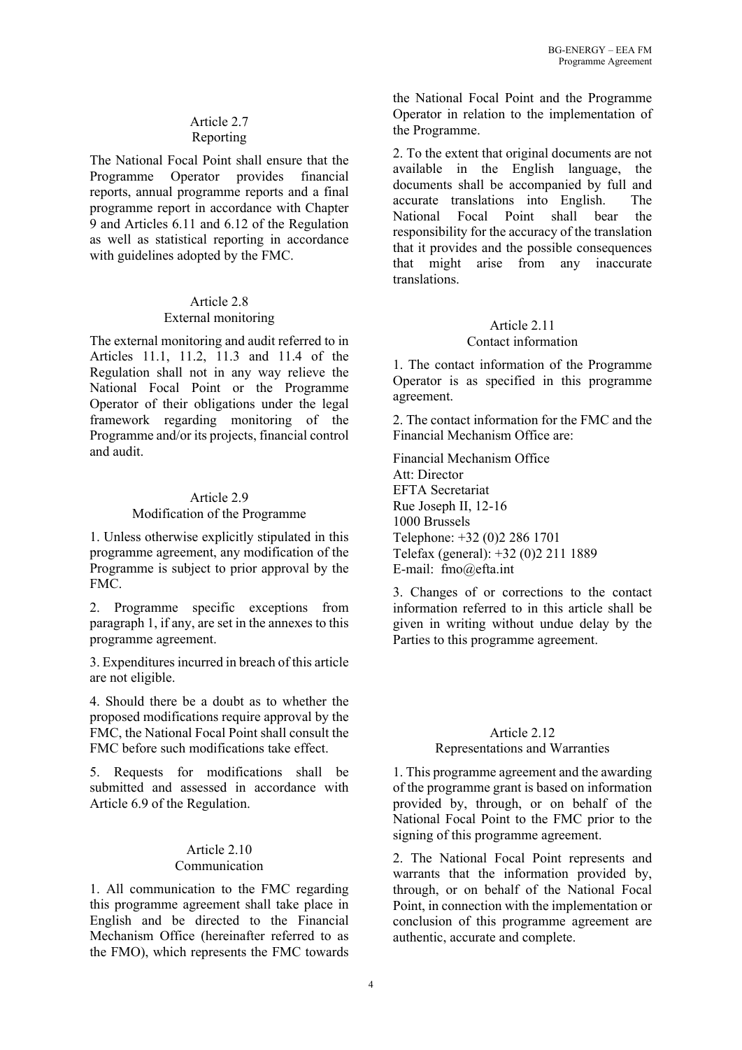## Article 2.7
## Reporting

The National Focal Point shall ensure that the Programme Operator provides financial reports, annual programme reports and a final programme report in accordance with Chapter 9 and Articles 6.11 and 6.12 of the Regulation as well as statistical reporting in accordance with guidelines adopted by the FMC.

## Article 2.8
## External monitoring

The external monitoring and audit referred to in Articles 11.1, 11.2, 11.3 and 11.4 of the Regulation shall not in any way relieve the National Focal Point or the Programme Operator of their obligations under the legal framework regarding monitoring of the Programme and/or its projects, financial control and audit.

## Article 2.9
## Modification of the Programme

1. Unless otherwise explicitly stipulated in this programme agreement, any modification of the Programme is subject to prior approval by the FMC.

2. Programme specific exceptions from paragraph 1, if any, are set in the annexes to this programme agreement.

3. Expenditures incurred in breach of this article are not eligible.

4. Should there be a doubt as to whether the proposed modifications require approval by the FMC, the National Focal Point shall consult the FMC before such modifications take effect.

5. Requests for modifications shall be submitted and assessed in accordance with Article 6.9 of the Regulation.

## Article 2.10
## Communication

1. All communication to the FMC regarding this programme agreement shall take place in English and be directed to the Financial Mechanism Office (hereinafter referred to as the FMO), which represents the FMC towards the National Focal Point and the Programme Operator in relation to the implementation of the Programme.

2. To the extent that original documents are not available in the English language, the documents shall be accompanied by full and accurate translations into English. The National Focal Point shall bear the responsibility for the accuracy of the translation that it provides and the possible consequences that might arise from any inaccurate translations.

## Article 2.11
## Contact information

1. The contact information of the Programme Operator is as specified in this programme agreement.

2. The contact information for the FMC and the Financial Mechanism Office are:

Financial Mechanism Office
Att: Director
EFTA Secretariat
Rue Joseph II, 12-16
1000 Brussels
Telephone: +32 (0)2 286 1701
Telefax (general): +32 (0)2 211 1889
E-mail: fmo@efta.int

3. Changes of or corrections to the contact information referred to in this article shall be given in writing without undue delay by the Parties to this programme agreement.

## Article 2.12
## Representations and Warranties

1. This programme agreement and the awarding of the programme grant is based on information provided by, through, or on behalf of the National Focal Point to the FMC prior to the signing of this programme agreement.

2. The National Focal Point represents and warrants that the information provided by, through, or on behalf of the National Focal Point, in connection with the implementation or conclusion of this programme agreement are authentic, accurate and complete.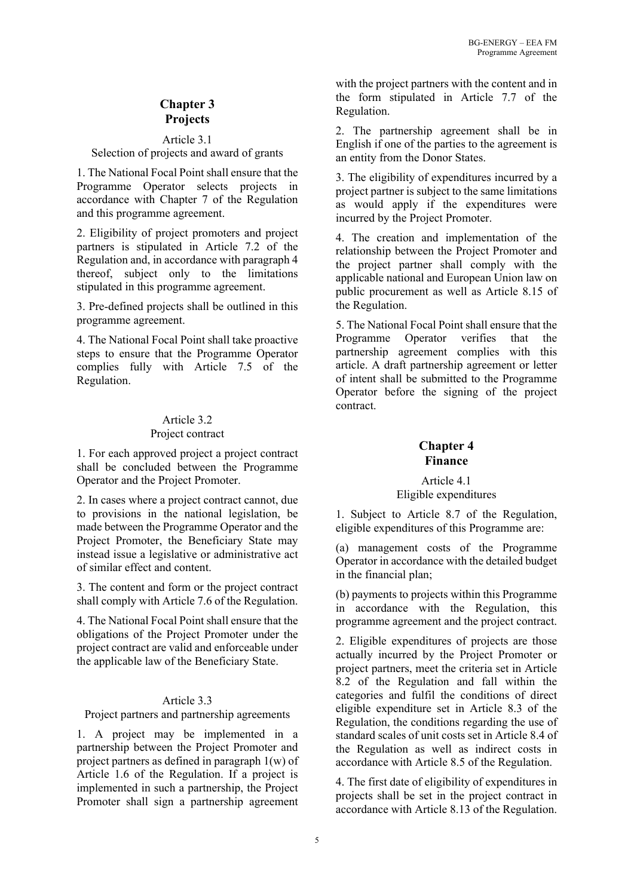## Chapter 3
## Projects

### Article 3.1
### Selection of projects and award of grants

1. The National Focal Point shall ensure that the Programme Operator selects projects in accordance with Chapter 7 of the Regulation and this programme agreement.

2. Eligibility of project promoters and project partners is stipulated in Article 7.2 of the Regulation and, in accordance with paragraph 4 thereof, subject only to the limitations stipulated in this programme agreement.

3. Pre-defined projects shall be outlined in this programme agreement.

4. The National Focal Point shall take proactive steps to ensure that the Programme Operator complies fully with Article 7.5 of the Regulation.

### Article 3.2
### Project contract

1. For each approved project a project contract shall be concluded between the Programme Operator and the Project Promoter.

2. In cases where a project contract cannot, due to provisions in the national legislation, be made between the Programme Operator and the Project Promoter, the Beneficiary State may instead issue a legislative or administrative act of similar effect and content.

3. The content and form or the project contract shall comply with Article 7.6 of the Regulation.

4. The National Focal Point shall ensure that the obligations of the Project Promoter under the project contract are valid and enforceable under the applicable law of the Beneficiary State.

### Article 3.3
### Project partners and partnership agreements

1. A project may be implemented in a partnership between the Project Promoter and project partners as defined in paragraph 1(w) of Article 1.6 of the Regulation. If a project is implemented in such a partnership, the Project Promoter shall sign a partnership agreement with the project partners with the content and in the form stipulated in Article 7.7 of the Regulation.

2. The partnership agreement shall be in English if one of the parties to the agreement is an entity from the Donor States.

3. The eligibility of expenditures incurred by a project partner is subject to the same limitations as would apply if the expenditures were incurred by the Project Promoter.

4. The creation and implementation of the relationship between the Project Promoter and the project partner shall comply with the applicable national and European Union law on public procurement as well as Article 8.15 of the Regulation.

5. The National Focal Point shall ensure that the Programme Operator verifies that the partnership agreement complies with this article. A draft partnership agreement or letter of intent shall be submitted to the Programme Operator before the signing of the project contract.

## Chapter 4
## Finance

### Article 4.1
### Eligible expenditures

1. Subject to Article 8.7 of the Regulation, eligible expenditures of this Programme are:

(a) management costs of the Programme Operator in accordance with the detailed budget in the financial plan;

(b) payments to projects within this Programme in accordance with the Regulation, this programme agreement and the project contract.

2. Eligible expenditures of projects are those actually incurred by the Project Promoter or project partners, meet the criteria set in Article 8.2 of the Regulation and fall within the categories and fulfil the conditions of direct eligible expenditure set in Article 8.3 of the Regulation, the conditions regarding the use of standard scales of unit costs set in Article 8.4 of the Regulation as well as indirect costs in accordance with Article 8.5 of the Regulation.

4. The first date of eligibility of expenditures in projects shall be set in the project contract in accordance with Article 8.13 of the Regulation.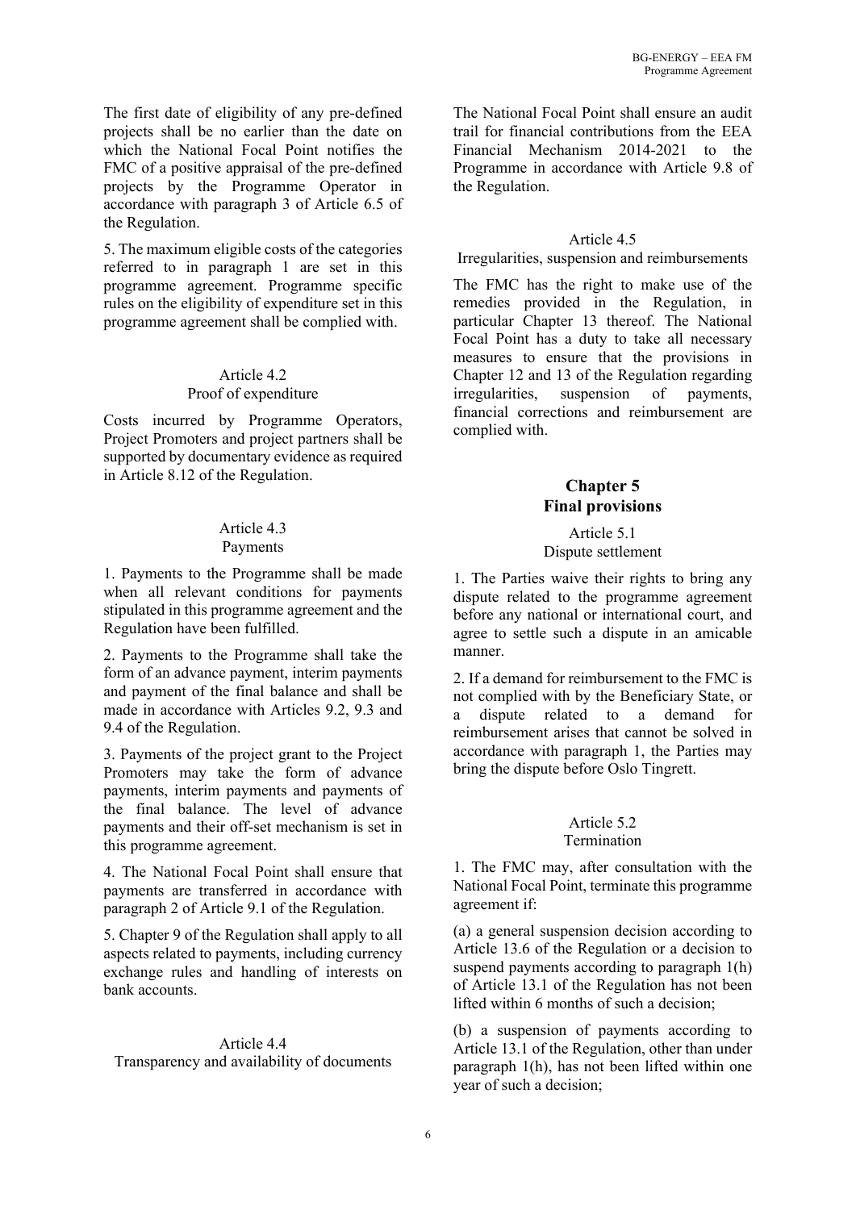The first date of eligibility of any pre-defined projects shall be no earlier than the date on which the National Focal Point notifies the FMC of a positive appraisal of the pre-defined projects by the Programme Operator in accordance with paragraph 3 of Article 6.5 of the Regulation.

5. The maximum eligible costs of the categories referred to in paragraph 1 are set in this programme agreement. Programme specific rules on the eligibility of expenditure set in this programme agreement shall be complied with.

Article 4.2
Proof of expenditure

Costs incurred by Programme Operators, Project Promoters and project partners shall be supported by documentary evidence as required in Article 8.12 of the Regulation.

Article 4.3
Payments

1. Payments to the Programme shall be made when all relevant conditions for payments stipulated in this programme agreement and the Regulation have been fulfilled.

2. Payments to the Programme shall take the form of an advance payment, interim payments and payment of the final balance and shall be made in accordance with Articles 9.2, 9.3 and 9.4 of the Regulation.

3. Payments of the project grant to the Project Promoters may take the form of advance payments, interim payments and payments of the final balance. The level of advance payments and their off-set mechanism is set in this programme agreement.

4. The National Focal Point shall ensure that payments are transferred in accordance with paragraph 2 of Article 9.1 of the Regulation.

5. Chapter 9 of the Regulation shall apply to all aspects related to payments, including currency exchange rules and handling of interests on bank accounts.

Article 4.4
Transparency and availability of documents

The National Focal Point shall ensure an audit trail for financial contributions from the EEA Financial Mechanism 2014-2021 to the Programme in accordance with Article 9.8 of the Regulation.

Article 4.5
Irregularities, suspension and reimbursements

The FMC has the right to make use of the remedies provided in the Regulation, in particular Chapter 13 thereof. The National Focal Point has a duty to take all necessary measures to ensure that the provisions in Chapter 12 and 13 of the Regulation regarding irregularities, suspension of payments, financial corrections and reimbursement are complied with.

## Chapter 5
## Final provisions

Article 5.1
Dispute settlement

1. The Parties waive their rights to bring any dispute related to the programme agreement before any national or international court, and agree to settle such a dispute in an amicable manner.

2. If a demand for reimbursement to the FMC is not complied with by the Beneficiary State, or a dispute related to a demand for reimbursement arises that cannot be solved in accordance with paragraph 1, the Parties may bring the dispute before Oslo Tingrett.

Article 5.2
Termination

1. The FMC may, after consultation with the National Focal Point, terminate this programme agreement if:

(a) a general suspension decision according to Article 13.6 of the Regulation or a decision to suspend payments according to paragraph 1(h) of Article 13.1 of the Regulation has not been lifted within 6 months of such a decision;

(b) a suspension of payments according to Article 13.1 of the Regulation, other than under paragraph 1(h), has not been lifted within one year of such a decision;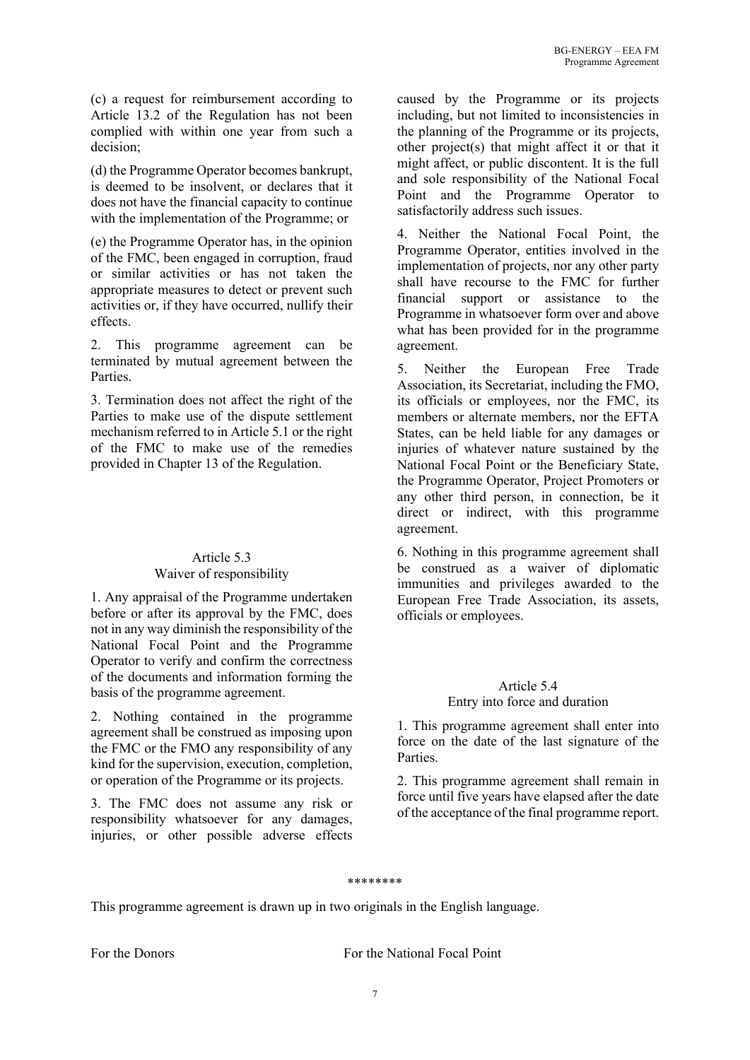(c) a request for reimbursement according to Article 13.2 of the Regulation has not been complied with within one year from such a decision;

(d) the Programme Operator becomes bankrupt, is deemed to be insolvent, or declares that it does not have the financial capacity to continue with the implementation of the Programme; or

(e) the Programme Operator has, in the opinion of the FMC, been engaged in corruption, fraud or similar activities or has not taken the appropriate measures to detect or prevent such activities or, if they have occurred, nullify their effects.

2. This programme agreement can be terminated by mutual agreement between the Parties.

3. Termination does not affect the right of the Parties to make use of the dispute settlement mechanism referred to in Article 5.1 or the right of the FMC to make use of the remedies provided in Chapter 13 of the Regulation.

### Article 5.3
### Waiver of responsibility

1. Any appraisal of the Programme undertaken before or after its approval by the FMC, does not in any way diminish the responsibility of the National Focal Point and the Programme Operator to verify and confirm the correctness of the documents and information forming the basis of the programme agreement.

2. Nothing contained in the programme agreement shall be construed as imposing upon the FMC or the FMO any responsibility of any kind for the supervision, execution, completion, or operation of the Programme or its projects.

3. The FMC does not assume any risk or responsibility whatsoever for any damages, injuries, or other possible adverse effects caused by the Programme or its projects including, but not limited to inconsistencies in the planning of the Programme or its projects, other project(s) that might affect it or that it might affect, or public discontent. It is the full and sole responsibility of the National Focal Point and the Programme Operator to satisfactorily address such issues.

4. Neither the National Focal Point, the Programme Operator, entities involved in the implementation of projects, nor any other party shall have recourse to the FMC for further financial support or assistance to the Programme in whatsoever form over and above what has been provided for in the programme agreement.

5. Neither the European Free Trade Association, its Secretariat, including the FMO, its officials or employees, nor the FMC, its members or alternate members, nor the EFTA States, can be held liable for any damages or injuries of whatever nature sustained by the National Focal Point or the Beneficiary State, the Programme Operator, Project Promoters or any other third person, in connection, be it direct or indirect, with this programme agreement.

6. Nothing in this programme agreement shall be construed as a waiver of diplomatic immunities and privileges awarded to the European Free Trade Association, its assets, officials or employees.

### Article 5.4
### Entry into force and duration

1. This programme agreement shall enter into force on the date of the last signature of the Parties.

2. This programme agreement shall remain in force until five years have elapsed after the date of the acceptance of the final programme report.

********

This programme agreement is drawn up in two originals in the English language.

For the Donors

For the National Focal Point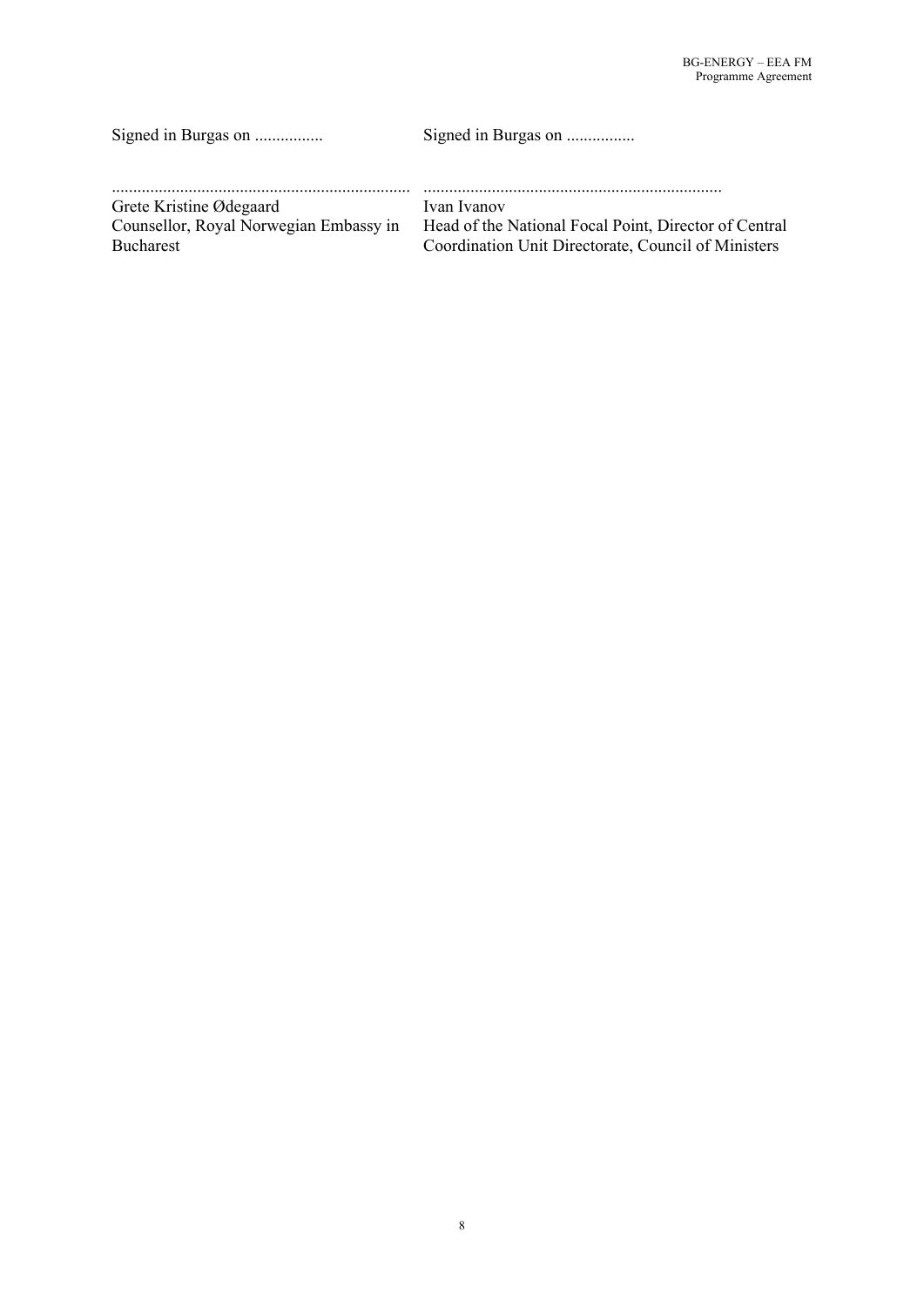| | |
|---|---|
| Signed in Burgas on ................ | Signed in Burgas on ................ |
| ...................................................................... | ...................................................................... |
| Grete Kristine Ødegaard<br>Counsellor, Royal Norwegian Embassy in Bucharest | Ivan Ivanov<br>Head of the National Focal Point, Director of Central Coordination Unit Directorate, Council of Ministers |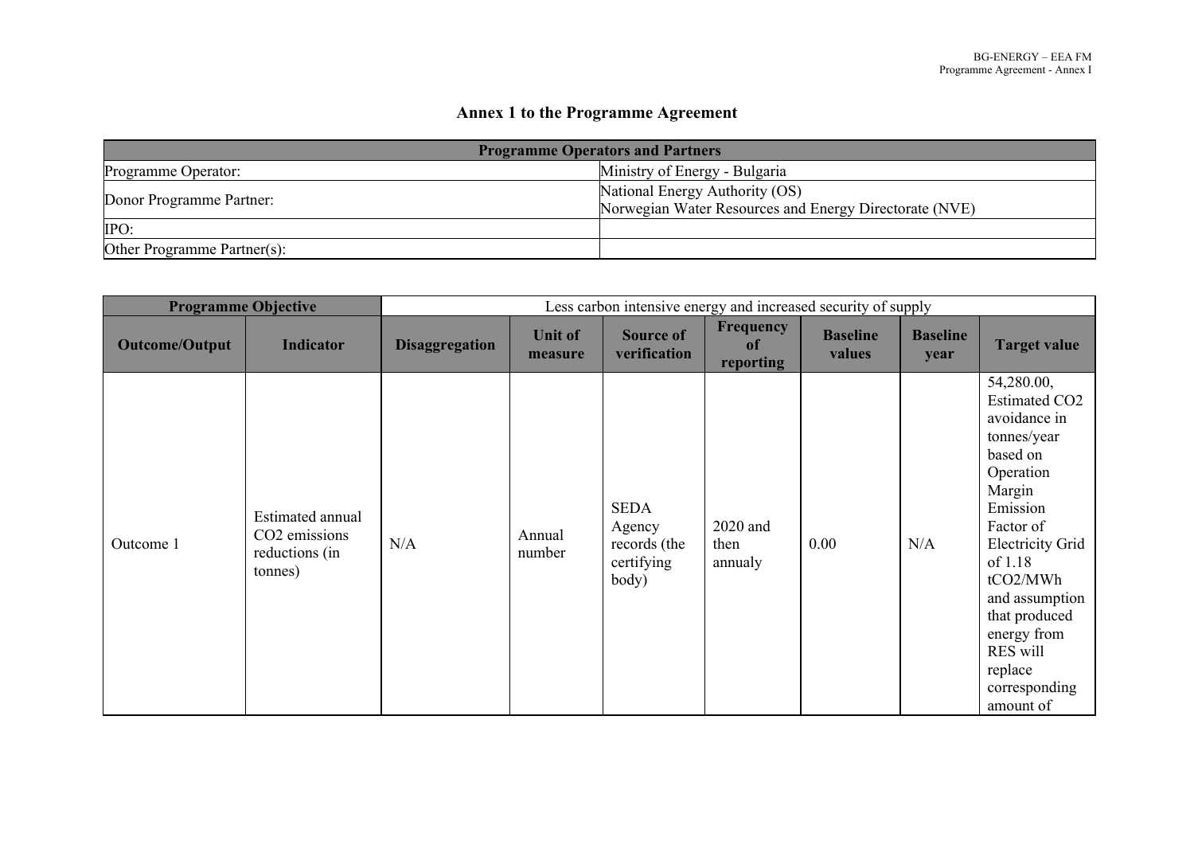# Annex 1 to the Programme Agreement

| Programme Operators and Partners | |
|---|---|
| Programme Operator: | Ministry of Energy - Bulgaria |
| Donor Programme Partner: | National Energy Authority (OS)<br>Norwegian Water Resources and Energy Directorate (NVE) |
| IPO: | |
| Other Programme Partner(s): | |

| Programme Objective | | Less carbon intensive energy and increased security of supply | | | | | | |
|---|---|---|---|---|---|---|---|---|
| **Outcome/Output** | **Indicator** | **Disaggregation** | **Unit of measure** | **Source of verification** | **Frequency of reporting** | **Baseline values** | **Baseline year** | **Target value** |
| Outcome 1 | Estimated annual $CO_2$ emissions reductions (in tonnes) | N/A | Annual number | SEDA Agency records (the certifying body) | 2020 and then annualy | 0.00 | N/A | 54,280.00, Estimated $CO_2$ avoidance in tonnes/year based on Operation Margin Emission Factor of Electricity Grid of 1.18 $tCO_2/MWh$ and assumption that produced energy from RES will replace corresponding amount of |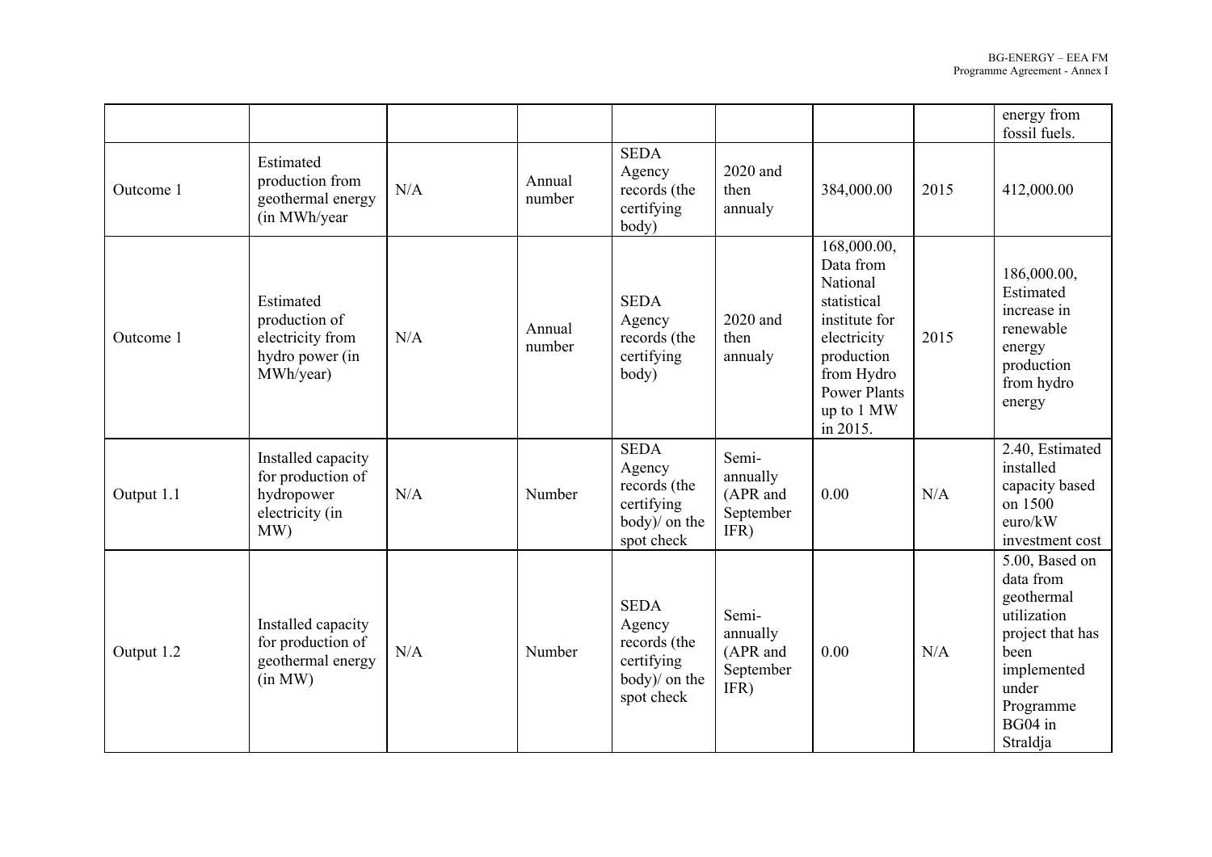| | | | | | | | | |
|---|---|---|---|---|---|---|---|---|
| | | | | | | | | energy from fossil fuels. |
| Outcome 1 | Estimated production from geothermal energy (in MWh/year | N/A | Annual number | SEDA Agency records (the certifying body) | 2020 and then annualy | 384,000.00 | 2015 | 412,000.00 |
| Outcome 1 | Estimated production of electricity from hydro power (in MWh/year) | N/A | Annual number | SEDA Agency records (the certifying body) | 2020 and then annualy | 168,000.00, Data from National statistical institute for electricity production from Hydro Power Plants up to 1 MW in 2015. | 2015 | 186,000.00, Estimated increase in renewable energy production from hydro energy |
| Output 1.1 | Installed capacity for production of hydropower electricity (in MW) | N/A | Number | SEDA Agency records (the certifying body)/ on the spot check | Semi-annually (APR and September IFR) | 0.00 | N/A | 2.40, Estimated installed capacity based on 1500 euro/kW investment cost |
| Output 1.2 | Installed capacity for production of geothermal energy (in MW) | N/A | Number | SEDA Agency records (the certifying body)/ on the spot check | Semi-annually (APR and September IFR) | 0.00 | N/A | 5.00, Based on data from geothermal utilization project that has been implemented under Programme BG04 in Straldja |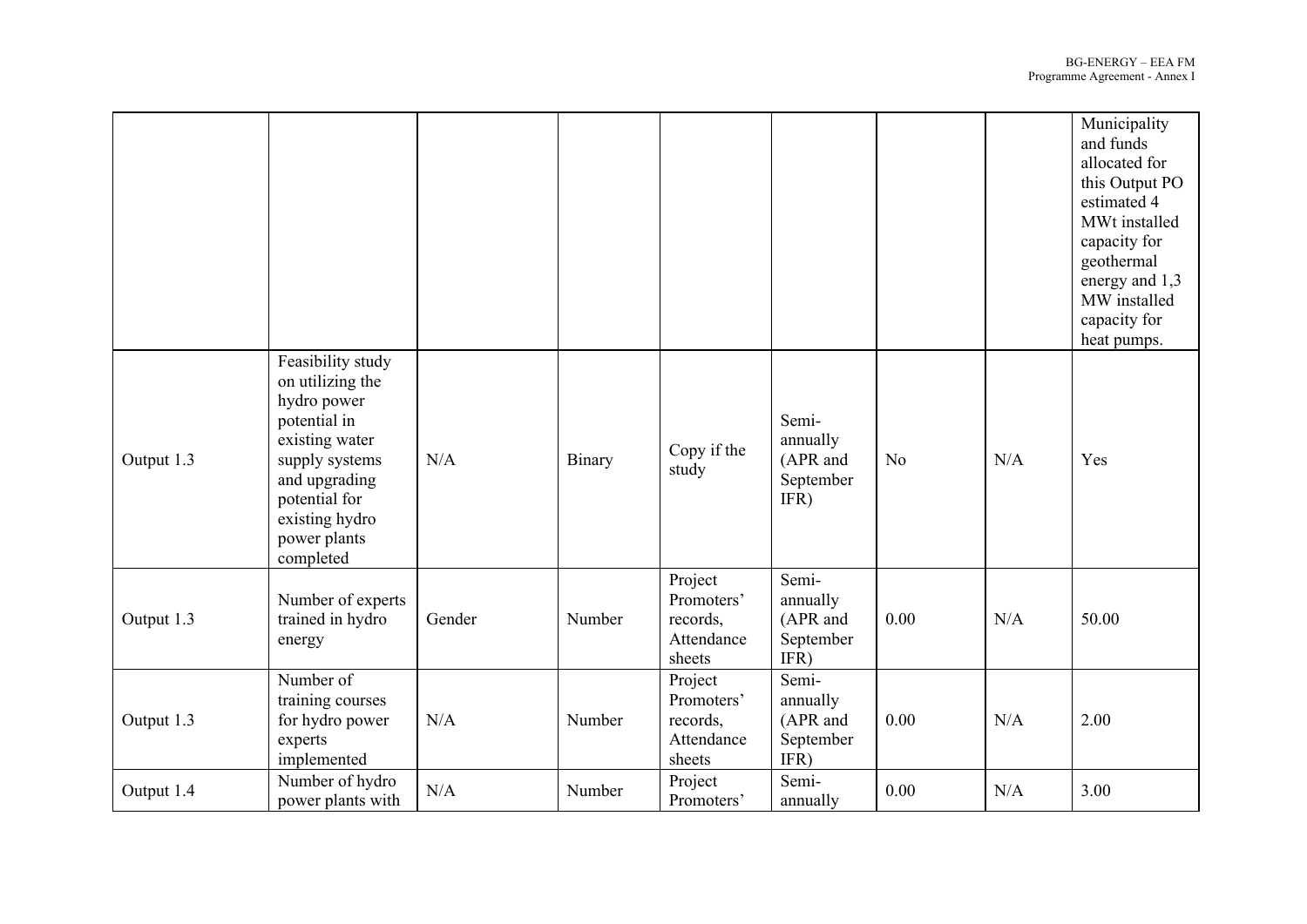| | | | | | | | | |
|---|---|---|---|---|---|---|---|---|
| | | | | | | | | Municipality and funds allocated for this Output PO estimated 4 MWt installed capacity for geothermal energy and 1,3 MW installed capacity for heat pumps. |
| Output 1.3 | Feasibility study on utilizing the hydro power potential in existing water supply systems and upgrading potential for existing hydro power plants completed | N/A | Binary | Copy if the study | Semi-annually (APR and September IFR) | No | N/A | Yes |
| Output 1.3 | Number of experts trained in hydro energy | Gender | Number | Project Promoters' records, Attendance sheets | Semi-annually (APR and September IFR) | 0.00 | N/A | 50.00 |
| Output 1.3 | Number of training courses for hydro power experts implemented | N/A | Number | Project Promoters' records, Attendance sheets | Semi-annually (APR and September IFR) | 0.00 | N/A | 2.00 |
| Output 1.4 | Number of hydro power plants with | N/A | Number | Project Promoters' | Semi-annually | 0.00 | N/A | 3.00 |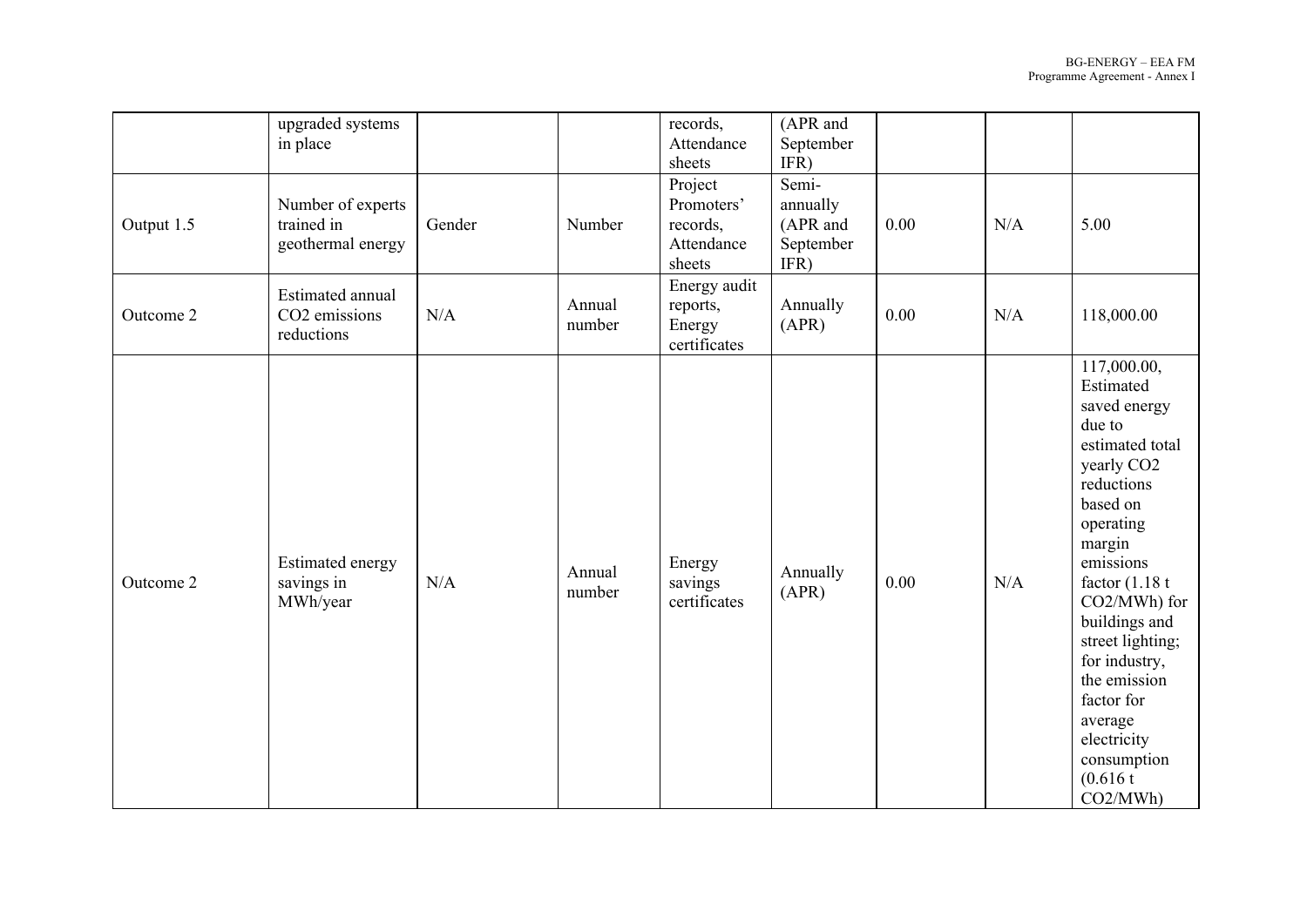| | upgraded systems in place | | | records, Attendance sheets | (APR and September IFR) | | | |
|---|---|---|---|---|---|---|---|---|
| Output 1.5 | Number of experts trained in geothermal energy | Gender | Number | Project Promoters' records, Attendance sheets | Semi-annually (APR and September IFR) | 0.00 | N/A | 5.00 |
| Outcome 2 | Estimated annual $CO_2$ emissions reductions | N/A | Annual number | Energy audit reports, Energy certificates | Annually (APR) | 0.00 | N/A | 118,000.00 |
| Outcome 2 | Estimated energy savings in MWh/year | N/A | Annual number | Energy savings certificates | Annually (APR) | 0.00 | N/A | 117,000.00, Estimated saved energy due to estimated total yearly $CO_2$ reductions based on operating margin emissions factor (1.18 t $CO_2$/MWh) for buildings and street lighting; for industry, the emission factor for average electricity consumption (0.616 t $CO_2$/MWh) |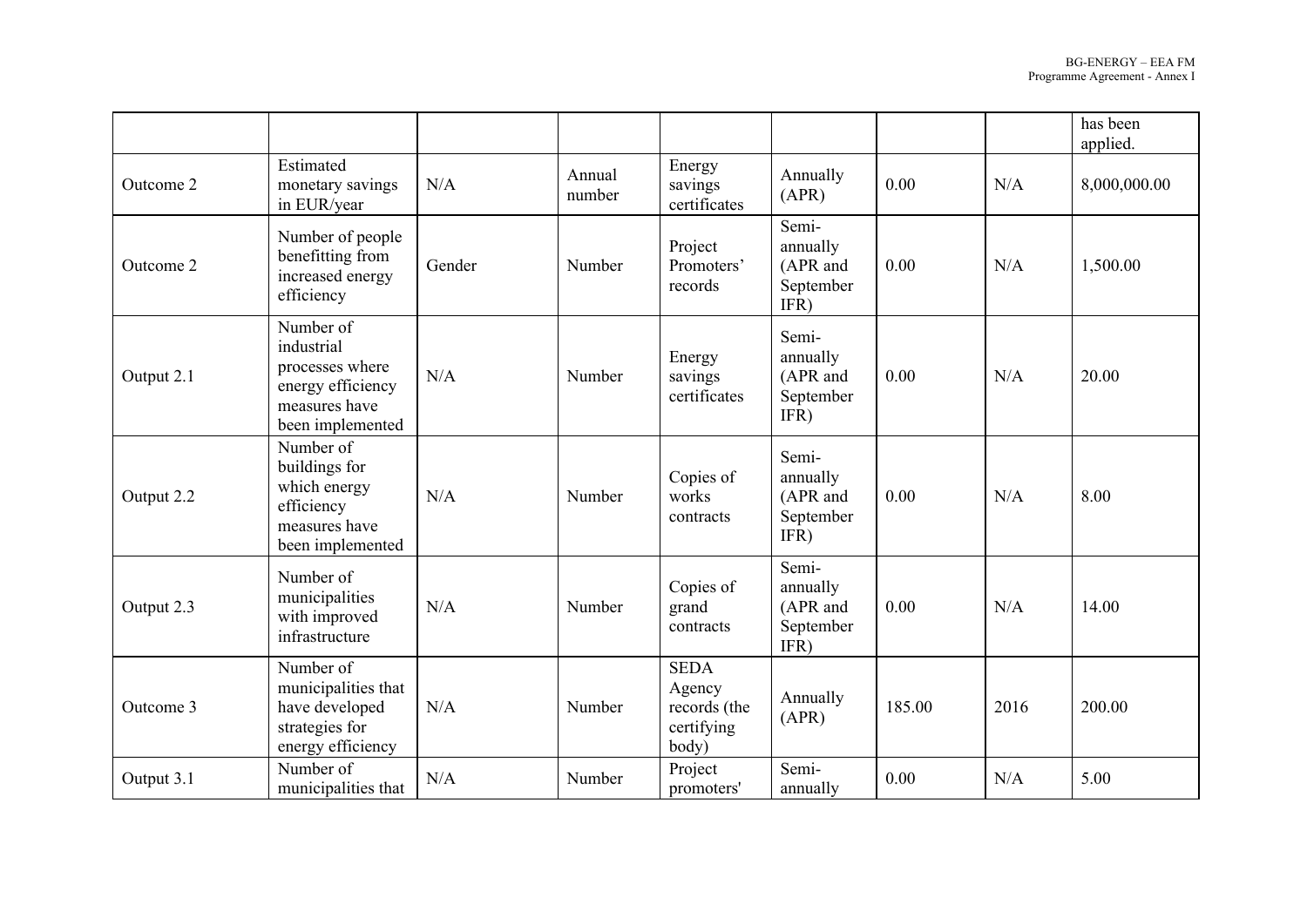| | | | | | | | | has been applied. |
|---|---|---|---|---|---|---|---|---|
| Outcome 2 | Estimated monetary savings in EUR/year | N/A | Annual number | Energy savings certificates | Annually (APR) | 0.00 | N/A | 8,000,000.00 |
| Outcome 2 | Number of people benefitting from increased energy efficiency | Gender | Number | Project Promoters' records | Semi-annually (APR and September IFR) | 0.00 | N/A | 1,500.00 |
| Output 2.1 | Number of industrial processes where energy efficiency measures have been implemented | N/A | Number | Energy savings certificates | Semi-annually (APR and September IFR) | 0.00 | N/A | 20.00 |
| Output 2.2 | Number of buildings for which energy efficiency measures have been implemented | N/A | Number | Copies of works contracts | Semi-annually (APR and September IFR) | 0.00 | N/A | 8.00 |
| Output 2.3 | Number of municipalities with improved infrastructure | N/A | Number | Copies of grand contracts | Semi-annually (APR and September IFR) | 0.00 | N/A | 14.00 |
| Outcome 3 | Number of municipalities that have developed strategies for energy efficiency | N/A | Number | SEDA Agency records (the certifying body) | Annually (APR) | 185.00 | 2016 | 200.00 |
| Output 3.1 | Number of municipalities that | N/A | Number | Project promoters' | Semi-annually | 0.00 | N/A | 5.00 |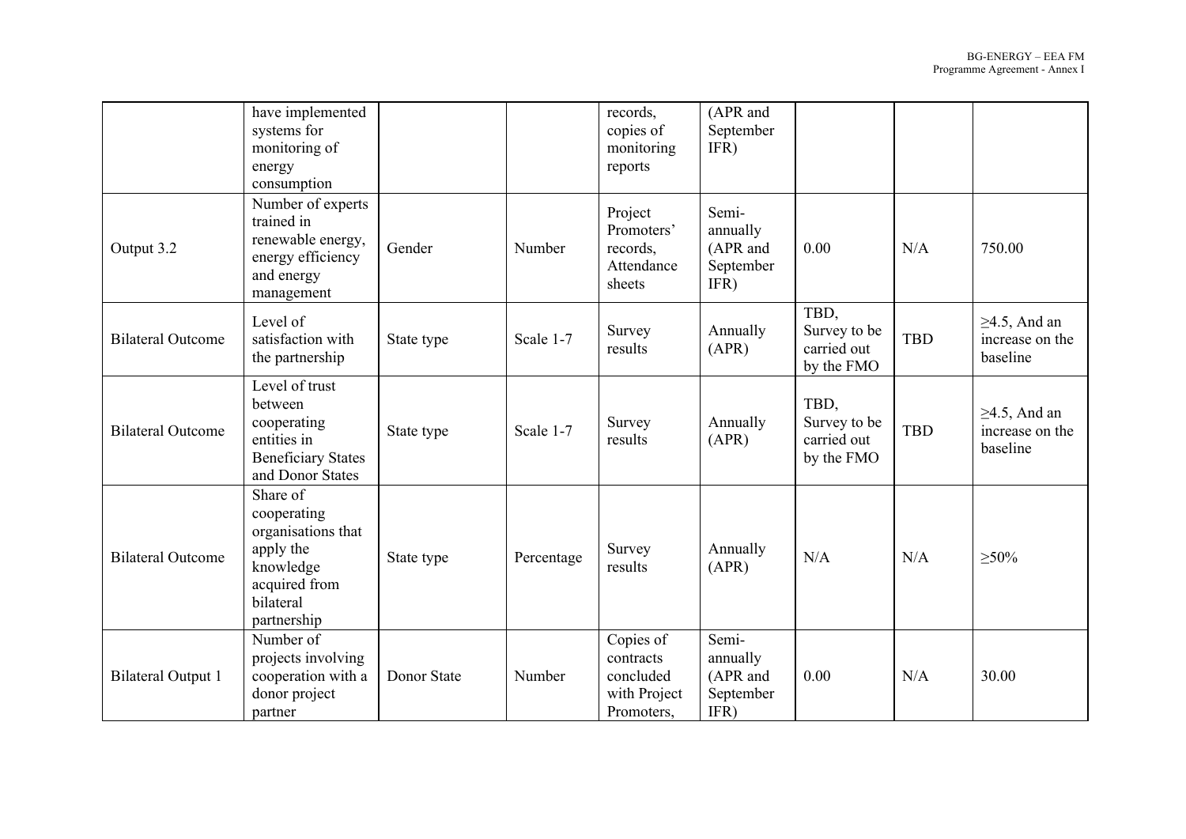| | have implemented systems for monitoring of energy consumption | | | records, copies of monitoring reports | (APR and September IFR) | | | |
|---|---|---|---|---|---|---|---|---|
| Output 3.2 | Number of experts trained in renewable energy, energy efficiency and energy management | Gender | Number | Project Promoters' records, Attendance sheets | Semi-annually (APR and September IFR) | 0.00 | N/A | 750.00 |
| Bilateral Outcome | Level of satisfaction with the partnership | State type | Scale 1-7 | Survey results | Annually (APR) | TBD, Survey to be carried out by the FMO | TBD | ≥4.5, And an increase on the baseline |
| Bilateral Outcome | Level of trust between cooperating entities in Beneficiary States and Donor States | State type | Scale 1-7 | Survey results | Annually (APR) | TBD, Survey to be carried out by the FMO | TBD | ≥4.5, And an increase on the baseline |
| Bilateral Outcome | Share of cooperating organisations that apply the knowledge acquired from bilateral partnership | State type | Percentage | Survey results | Annually (APR) | N/A | N/A | ≥50% |
| Bilateral Output 1 | Number of projects involving cooperation with a donor project partner | Donor State | Number | Copies of contracts concluded with Project Promoters, | Semi-annually (APR and September IFR) | 0.00 | N/A | 30.00 |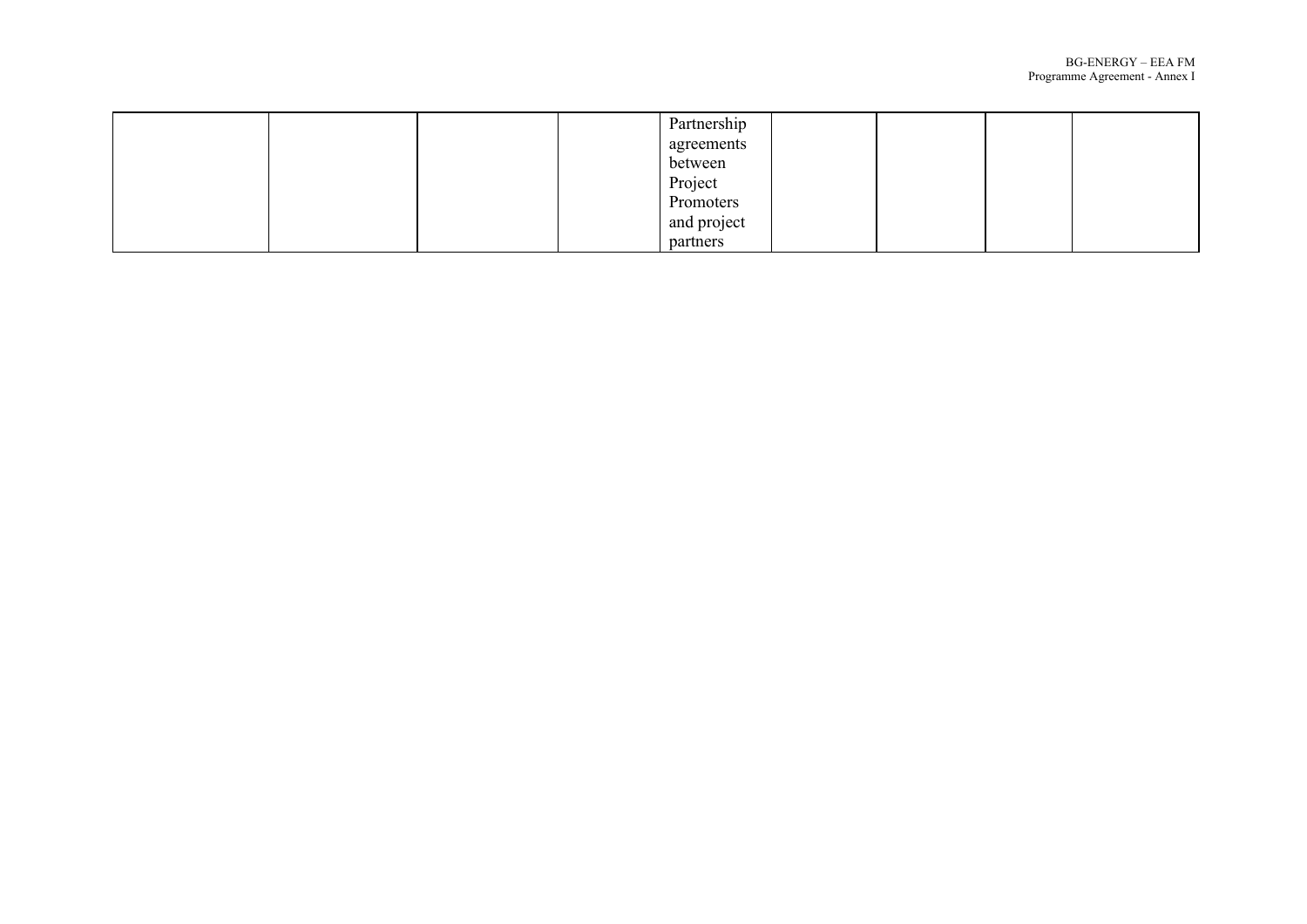| | | | | | | | | |
|---|---|---|---|---|---|---|---|---|
| | | | | Partnership agreements between Project Promoters and project partners | | | | |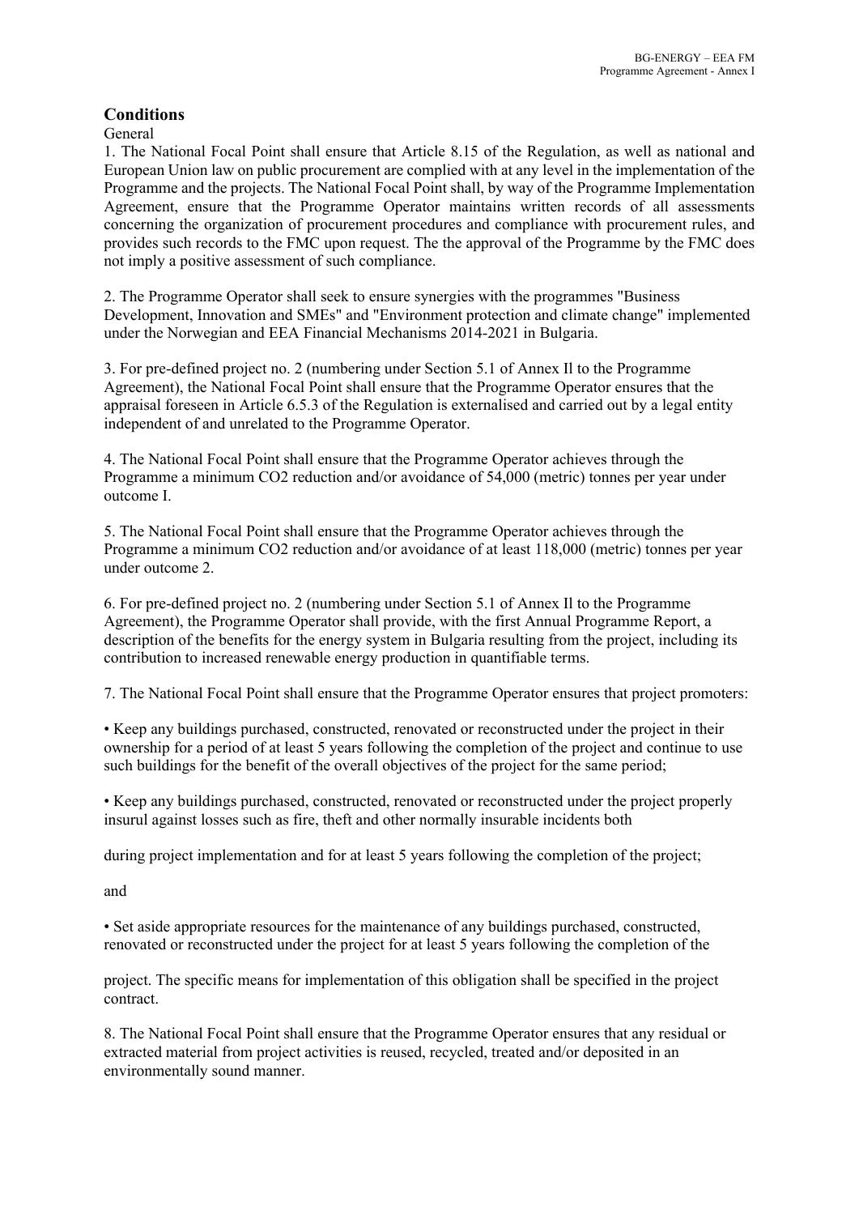## Conditions

General

1. The National Focal Point shall ensure that Article 8.15 of the Regulation, as well as national and European Union law on public procurement are complied with at any level in the implementation of the Programme and the projects. The National Focal Point shall, by way of the Programme Implementation Agreement, ensure that the Programme Operator maintains written records of all assessments concerning the organization of procurement procedures and compliance with procurement rules, and provides such records to the FMC upon request. The the approval of the Programme by the FMC does not imply a positive assessment of such compliance.

2. The Programme Operator shall seek to ensure synergies with the programmes "Business Development, Innovation and SMEs" and "Environment protection and climate change" implemented under the Norwegian and EEA Financial Mechanisms 2014-2021 in Bulgaria.

3. For pre-defined project no. 2 (numbering under Section 5.1 of Annex Il to the Programme Agreement), the National Focal Point shall ensure that the Programme Operator ensures that the appraisal foreseen in Article 6.5.3 of the Regulation is externalised and carried out by a legal entity independent of and unrelated to the Programme Operator.

4. The National Focal Point shall ensure that the Programme Operator achieves through the Programme a minimum $CO_2$ reduction and/or avoidance of 54,000 (metric) tonnes per year under outcome I.

5. The National Focal Point shall ensure that the Programme Operator achieves through the Programme a minimum $CO_2$ reduction and/or avoidance of at least 118,000 (metric) tonnes per year under outcome 2.

6. For pre-defined project no. 2 (numbering under Section 5.1 of Annex Il to the Programme Agreement), the Programme Operator shall provide, with the first Annual Programme Report, a description of the benefits for the energy system in Bulgaria resulting from the project, including its contribution to increased renewable energy production in quantifiable terms.

7. The National Focal Point shall ensure that the Programme Operator ensures that project promoters:

- Keep any buildings purchased, constructed, renovated or reconstructed under the project in their ownership for a period of at least 5 years following the completion of the project and continue to use such buildings for the benefit of the overall objectives of the project for the same period;

- Keep any buildings purchased, constructed, renovated or reconstructed under the project properly insurul against losses such as fire, theft and other normally insurable incidents both during project implementation and for at least 5 years following the completion of the project;

and

- Set aside appropriate resources for the maintenance of any buildings purchased, constructed, renovated or reconstructed under the project for at least 5 years following the completion of the project. The specific means for implementation of this obligation shall be specified in the project contract.

8. The National Focal Point shall ensure that the Programme Operator ensures that any residual or extracted material from project activities is reused, recycled, treated and/or deposited in an environmentally sound manner.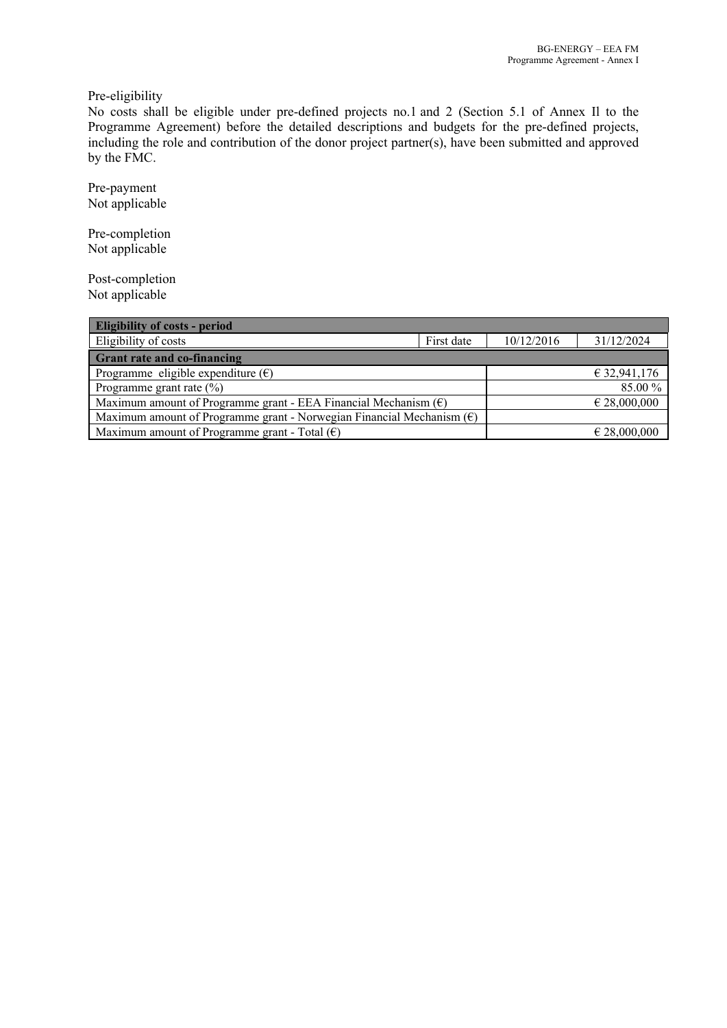Pre-eligibility
No costs shall be eligible under pre-defined projects no.1 and 2 (Section 5.1 of Annex Il to the Programme Agreement) before the detailed descriptions and budgets for the pre-defined projects, including the role and contribution of the donor project partner(s), have been submitted and approved by the FMC.

Pre-payment
Not applicable

Pre-completion
Not applicable

Post-completion
Not applicable

| **Eligibility of costs - period** | | | |
|---|---|---|---|
| Eligibility of costs | First date | 10/12/2016 | 31/12/2024 |
| **Grant rate and co-financing** | | | |
| Programme eligible expenditure (€) | | | € 32,941,176 |
| Programme grant rate (%) | | | 85.00 % |
| Maximum amount of Programme grant - EEA Financial Mechanism (€) | | | € 28,000,000 |
| Maximum amount of Programme grant - Norwegian Financial Mechanism (€) | | | |
| Maximum amount of Programme grant - Total (€) | | | € 28,000,000 |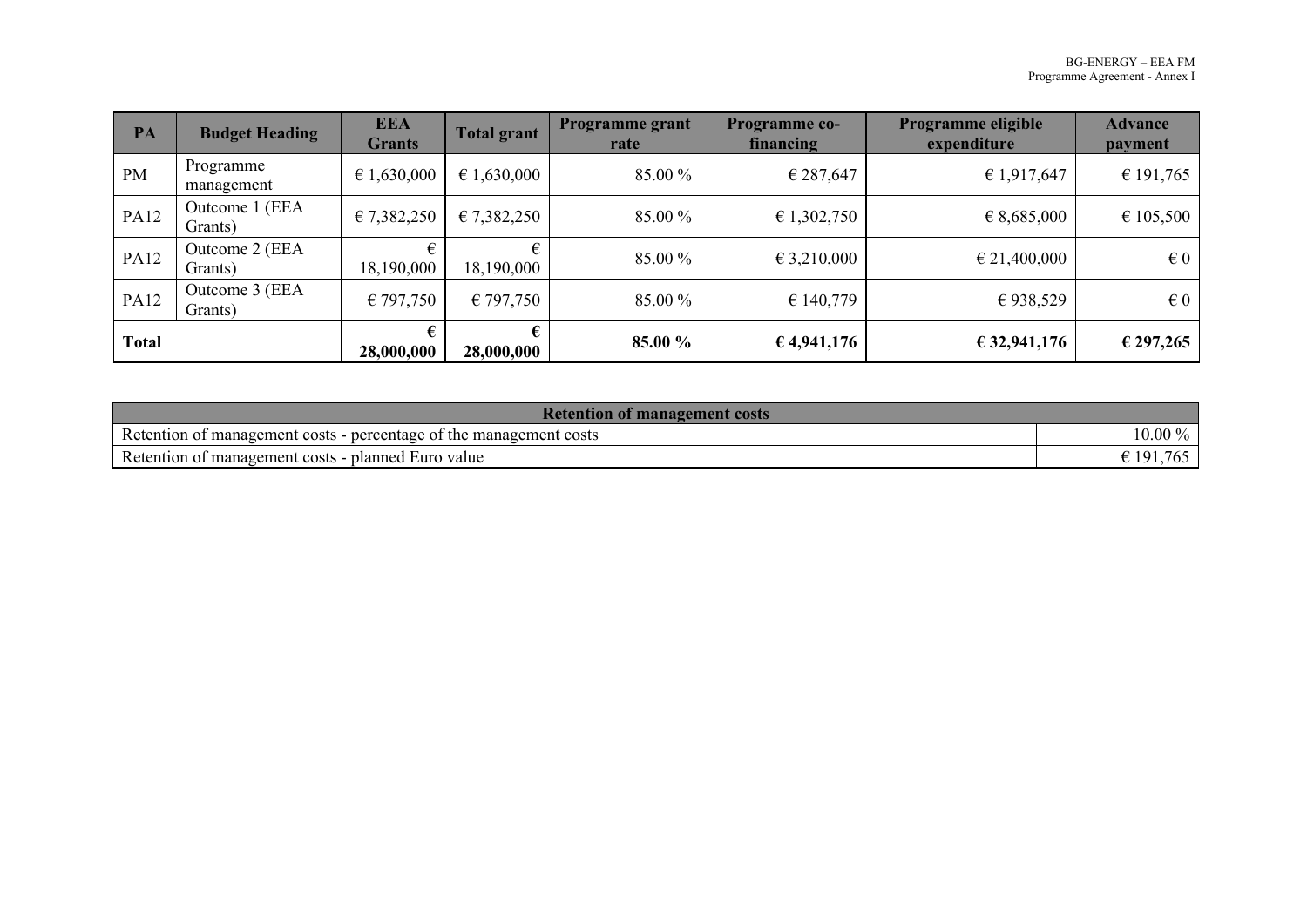| PA | Budget Heading | EEA Grants | Total grant | Programme grant rate | Programme co-financing | Programme eligible expenditure | Advance payment |
|---|---|---|---|---|---|---|---|
| PM | Programme management | € 1,630,000 | € 1,630,000 | 85.00 % | € 287,647 | € 1,917,647 | € 191,765 |
| PA12 | Outcome 1 (EEA Grants) | € 7,382,250 | € 7,382,250 | 85.00 % | € 1,302,750 | € 8,685,000 | € 105,500 |
| PA12 | Outcome 2 (EEA Grants) | € 18,190,000 | € 18,190,000 | 85.00 % | € 3,210,000 | € 21,400,000 | € 0 |
| PA12 | Outcome 3 (EEA Grants) | € 797,750 | € 797,750 | 85.00 % | € 140,779 | € 938,529 | € 0 |
| **Total** | | **€ 28,000,000** | **€ 28,000,000** | **85.00 %** | **€ 4,941,176** | **€ 32,941,176** | **€ 297,265** |

| Retention of management costs | |
|---|---|
| Retention of management costs - percentage of the management costs | 10.00 % |
| Retention of management costs - planned Euro value | € 191,765 |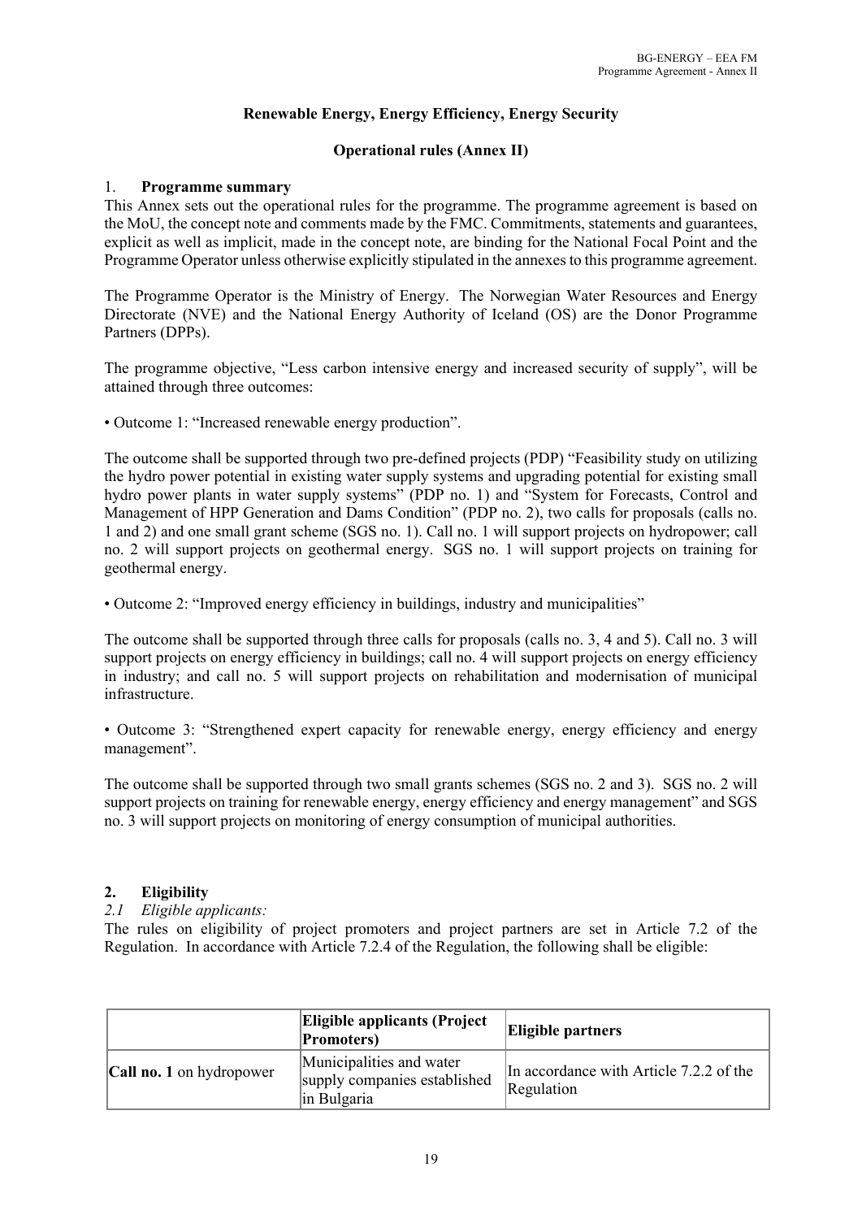**Renewable Energy, Energy Efficiency, Energy Security**

**Operational rules (Annex II)**

## 1. Programme summary

This Annex sets out the operational rules for the programme. The programme agreement is based on the MoU, the concept note and comments made by the FMC. Commitments, statements and guarantees, explicit as well as implicit, made in the concept note, are binding for the National Focal Point and the Programme Operator unless otherwise explicitly stipulated in the annexes to this programme agreement.

The Programme Operator is the Ministry of Energy. The Norwegian Water Resources and Energy Directorate (NVE) and the National Energy Authority of Iceland (OS) are the Donor Programme Partners (DPPs).

The programme objective, "Less carbon intensive energy and increased security of supply", will be attained through three outcomes:

• Outcome 1: "Increased renewable energy production".

The outcome shall be supported through two pre-defined projects (PDP) "Feasibility study on utilizing the hydro power potential in existing water supply systems and upgrading potential for existing small hydro power plants in water supply systems" (PDP no. 1) and "System for Forecasts, Control and Management of HPP Generation and Dams Condition" (PDP no. 2), two calls for proposals (calls no. 1 and 2) and one small grant scheme (SGS no. 1). Call no. 1 will support projects on hydropower; call no. 2 will support projects on geothermal energy. SGS no. 1 will support projects on training for geothermal energy.

• Outcome 2: "Improved energy efficiency in buildings, industry and municipalities"

The outcome shall be supported through three calls for proposals (calls no. 3, 4 and 5). Call no. 3 will support projects on energy efficiency in buildings; call no. 4 will support projects on energy efficiency in industry; and call no. 5 will support projects on rehabilitation and modernisation of municipal infrastructure.

• Outcome 3: "Strengthened expert capacity for renewable energy, energy efficiency and energy management".

The outcome shall be supported through two small grants schemes (SGS no. 2 and 3). SGS no. 2 will support projects on training for renewable energy, energy efficiency and energy management" and SGS no. 3 will support projects on monitoring of energy consumption of municipal authorities.

## 2. Eligibility

*2.1 Eligible applicants:*

The rules on eligibility of project promoters and project partners are set in Article 7.2 of the Regulation. In accordance with Article 7.2.4 of the Regulation, the following shall be eligible:

| | **Eligible applicants (Project Promoters)** | **Eligible partners** |
|---|---|---|
| **Call no. 1** on hydropower | Municipalities and water supply companies established in Bulgaria | In accordance with Article 7.2.2 of the Regulation |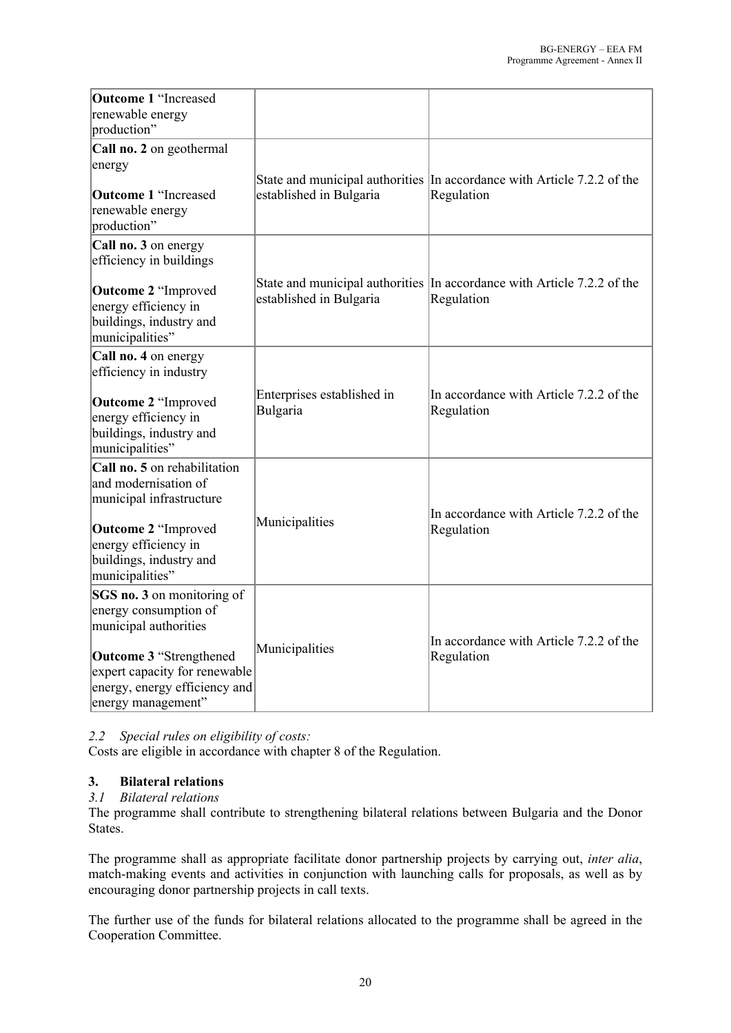| | | |
|---|---|---|
| **Outcome 1** "Increased renewable energy production" | | |
| **Call no. 2** on geothermal energy<br><br>**Outcome 1** "Increased renewable energy production" | State and municipal authorities established in Bulgaria | In accordance with Article 7.2.2 of the Regulation |
| **Call no. 3** on energy efficiency in buildings<br><br>**Outcome 2** "Improved energy efficiency in buildings, industry and municipalities" | State and municipal authorities established in Bulgaria | In accordance with Article 7.2.2 of the Regulation |
| **Call no. 4** on energy efficiency in industry<br><br>**Outcome 2** "Improved energy efficiency in buildings, industry and municipalities" | Enterprises established in Bulgaria | In accordance with Article 7.2.2 of the Regulation |
| **Call no. 5** on rehabilitation and modernisation of municipal infrastructure<br><br>**Outcome 2** "Improved energy efficiency in buildings, industry and municipalities" | Municipalities | In accordance with Article 7.2.2 of the Regulation |
| **SGS no. 3** on monitoring of energy consumption of municipal authorities<br><br>**Outcome 3** "Strengthened expert capacity for renewable energy, energy efficiency and energy management" | Municipalities | In accordance with Article 7.2.2 of the Regulation |

*2.2 Special rules on eligibility of costs:*

Costs are eligible in accordance with chapter 8 of the Regulation.

## 3. Bilateral relations

*3.1 Bilateral relations*

The programme shall contribute to strengthening bilateral relations between Bulgaria and the Donor States.

The programme shall as appropriate facilitate donor partnership projects by carrying out, *inter alia*, match-making events and activities in conjunction with launching calls for proposals, as well as by encouraging donor partnership projects in call texts.

The further use of the funds for bilateral relations allocated to the programme shall be agreed in the Cooperation Committee.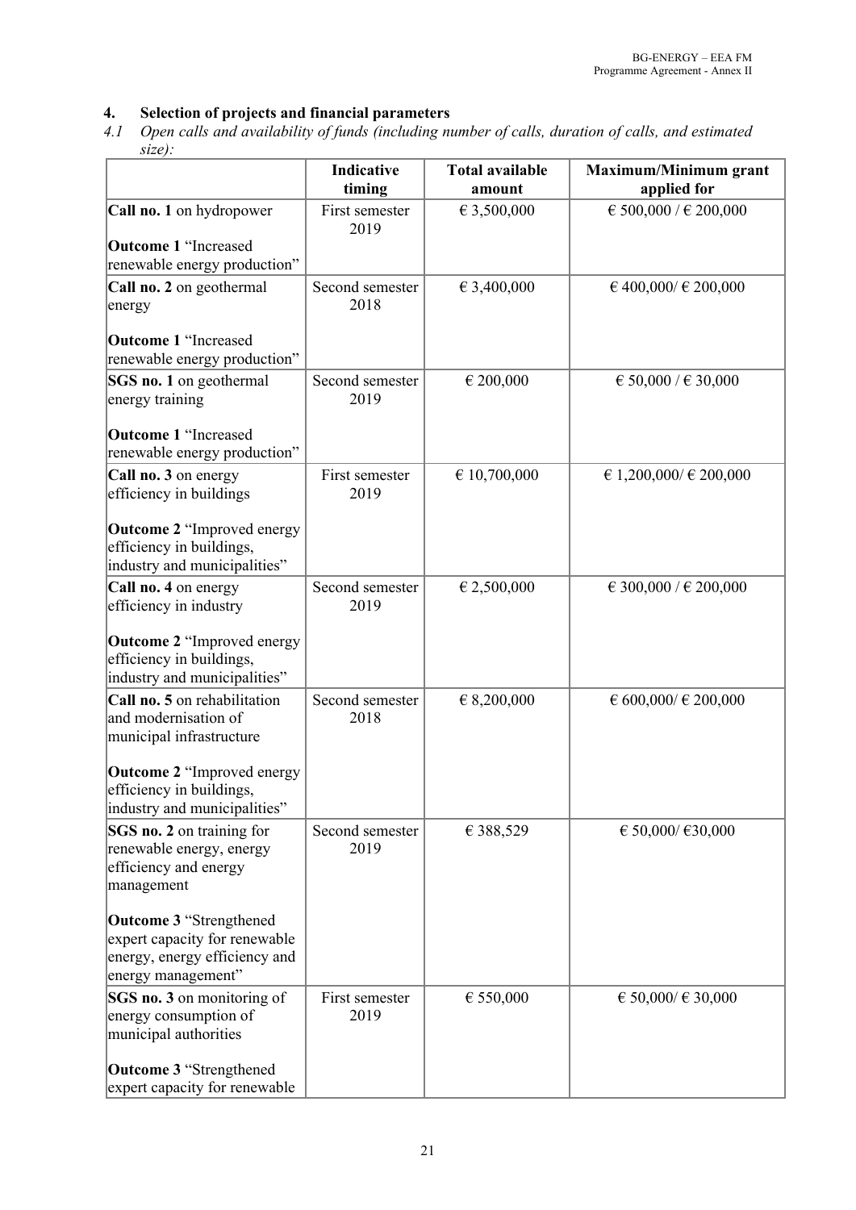## 4. Selection of projects and financial parameters

*4.1 Open calls and availability of funds (including number of calls, duration of calls, and estimated size):*

| | Indicative timing | Total available amount | Maximum/Minimum grant applied for |
|---|---|---|---|
| **Call no. 1** on hydropower<br><br>**Outcome 1** "Increased renewable energy production" | First semester 2019 | € 3,500,000 | € 500,000 / € 200,000 |
| **Call no. 2** on geothermal energy<br><br>**Outcome 1** "Increased renewable energy production" | Second semester 2018 | € 3,400,000 | € 400,000/ € 200,000 |
| **SGS no. 1** on geothermal energy training<br><br>**Outcome 1** "Increased renewable energy production" | Second semester 2019 | € 200,000 | € 50,000 / € 30,000 |
| **Call no. 3** on energy efficiency in buildings<br><br>**Outcome 2** "Improved energy efficiency in buildings, industry and municipalities" | First semester 2019 | € 10,700,000 | € 1,200,000/ € 200,000 |
| **Call no. 4** on energy efficiency in industry<br><br>**Outcome 2** "Improved energy efficiency in buildings, industry and municipalities" | Second semester 2019 | € 2,500,000 | € 300,000 / € 200,000 |
| **Call no. 5** on rehabilitation and modernisation of municipal infrastructure<br><br>**Outcome 2** "Improved energy efficiency in buildings, industry and municipalities" | Second semester 2018 | € 8,200,000 | € 600,000/ € 200,000 |
| **SGS no. 2** on training for renewable energy, energy efficiency and energy management<br><br>**Outcome 3** "Strengthened expert capacity for renewable energy, energy efficiency and energy management" | Second semester 2019 | € 388,529 | € 50,000/ €30,000 |
| **SGS no. 3** on monitoring of energy consumption of municipal authorities<br><br>**Outcome 3** "Strengthened expert capacity for renewable | First semester 2019 | € 550,000 | € 50,000/ € 30,000 |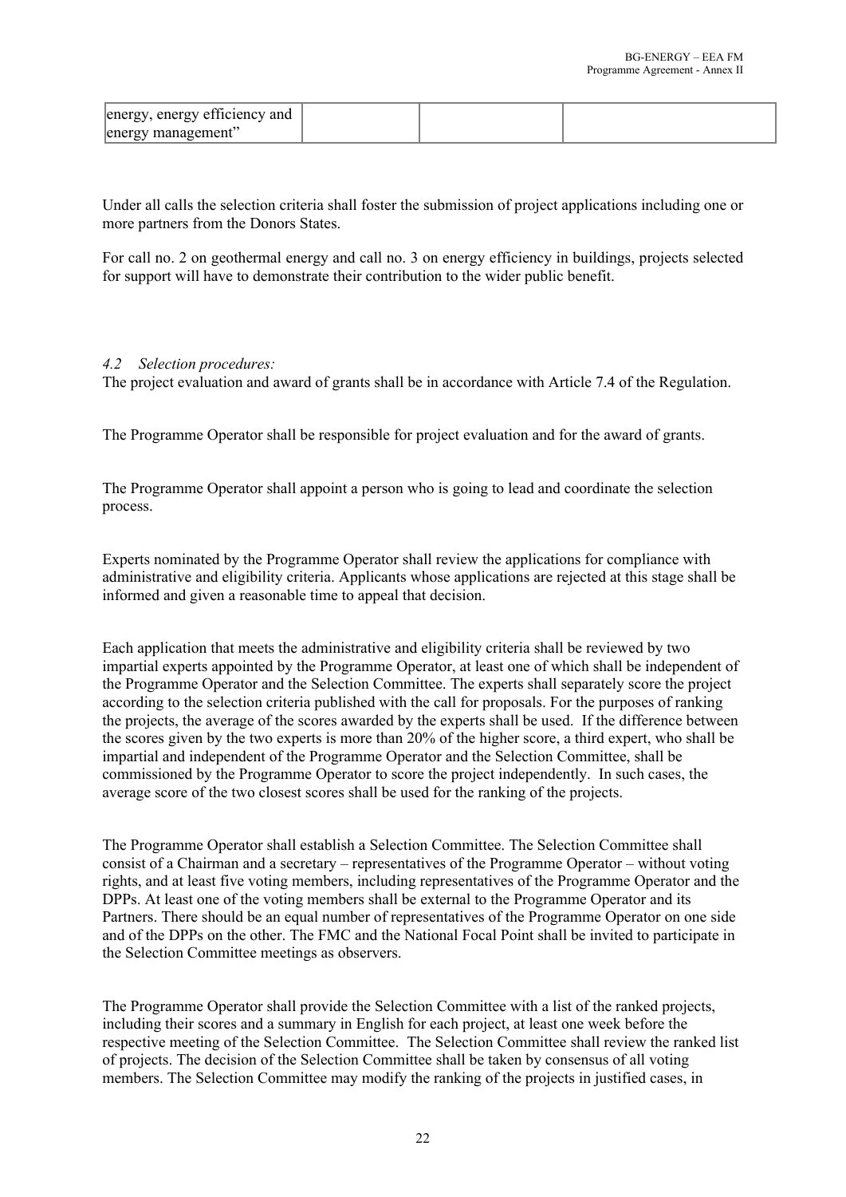| energy, energy efficiency and energy management" | | |
| --- | --- | --- |

Under all calls the selection criteria shall foster the submission of project applications including one or more partners from the Donors States.

For call no. 2 on geothermal energy and call no. 3 on energy efficiency in buildings, projects selected for support will have to demonstrate their contribution to the wider public benefit.

*4.2 Selection procedures:*

The project evaluation and award of grants shall be in accordance with Article 7.4 of the Regulation.

The Programme Operator shall be responsible for project evaluation and for the award of grants.

The Programme Operator shall appoint a person who is going to lead and coordinate the selection process.

Experts nominated by the Programme Operator shall review the applications for compliance with administrative and eligibility criteria. Applicants whose applications are rejected at this stage shall be informed and given a reasonable time to appeal that decision.

Each application that meets the administrative and eligibility criteria shall be reviewed by two impartial experts appointed by the Programme Operator, at least one of which shall be independent of the Programme Operator and the Selection Committee. The experts shall separately score the project according to the selection criteria published with the call for proposals. For the purposes of ranking the projects, the average of the scores awarded by the experts shall be used. If the difference between the scores given by the two experts is more than 20% of the higher score, a third expert, who shall be impartial and independent of the Programme Operator and the Selection Committee, shall be commissioned by the Programme Operator to score the project independently. In such cases, the average score of the two closest scores shall be used for the ranking of the projects.

The Programme Operator shall establish a Selection Committee. The Selection Committee shall consist of a Chairman and a secretary – representatives of the Programme Operator – without voting rights, and at least five voting members, including representatives of the Programme Operator and the DPPs. At least one of the voting members shall be external to the Programme Operator and its Partners. There should be an equal number of representatives of the Programme Operator on one side and of the DPPs on the other. The FMC and the National Focal Point shall be invited to participate in the Selection Committee meetings as observers.

The Programme Operator shall provide the Selection Committee with a list of the ranked projects, including their scores and a summary in English for each project, at least one week before the respective meeting of the Selection Committee. The Selection Committee shall review the ranked list of projects. The decision of the Selection Committee shall be taken by consensus of all voting members. The Selection Committee may modify the ranking of the projects in justified cases, in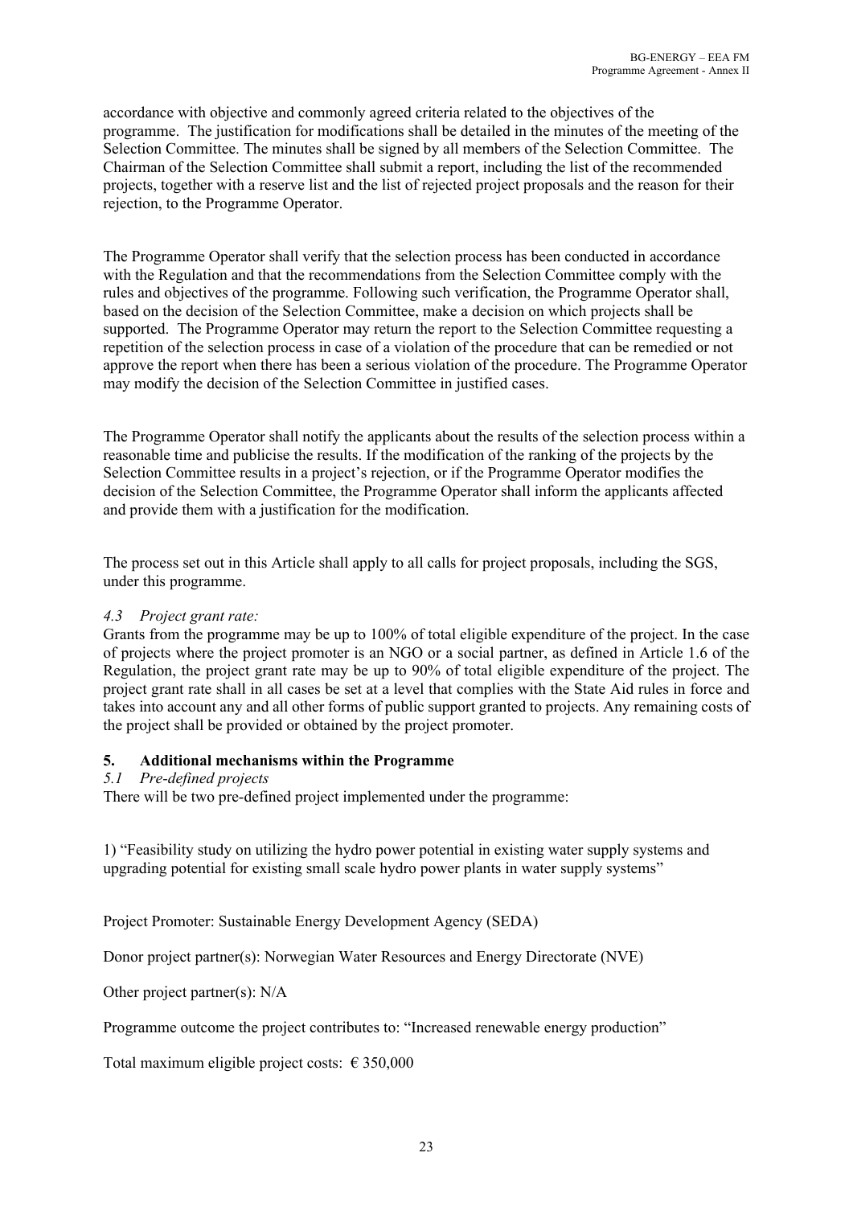accordance with objective and commonly agreed criteria related to the objectives of the programme. The justification for modifications shall be detailed in the minutes of the meeting of the Selection Committee. The minutes shall be signed by all members of the Selection Committee. The Chairman of the Selection Committee shall submit a report, including the list of the recommended projects, together with a reserve list and the list of rejected project proposals and the reason for their rejection, to the Programme Operator.

The Programme Operator shall verify that the selection process has been conducted in accordance with the Regulation and that the recommendations from the Selection Committee comply with the rules and objectives of the programme. Following such verification, the Programme Operator shall, based on the decision of the Selection Committee, make a decision on which projects shall be supported. The Programme Operator may return the report to the Selection Committee requesting a repetition of the selection process in case of a violation of the procedure that can be remedied or not approve the report when there has been a serious violation of the procedure. The Programme Operator may modify the decision of the Selection Committee in justified cases.

The Programme Operator shall notify the applicants about the results of the selection process within a reasonable time and publicise the results. If the modification of the ranking of the projects by the Selection Committee results in a project's rejection, or if the Programme Operator modifies the decision of the Selection Committee, the Programme Operator shall inform the applicants affected and provide them with a justification for the modification.

The process set out in this Article shall apply to all calls for project proposals, including the SGS, under this programme.

*4.3 Project grant rate:*

Grants from the programme may be up to 100% of total eligible expenditure of the project. In the case of projects where the project promoter is an NGO or a social partner, as defined in Article 1.6 of the Regulation, the project grant rate may be up to 90% of total eligible expenditure of the project. The project grant rate shall in all cases be set at a level that complies with the State Aid rules in force and takes into account any and all other forms of public support granted to projects. Any remaining costs of the project shall be provided or obtained by the project promoter.

## 5. Additional mechanisms within the Programme

*5.1 Pre-defined projects*

There will be two pre-defined project implemented under the programme:

1) "Feasibility study on utilizing the hydro power potential in existing water supply systems and upgrading potential for existing small scale hydro power plants in water supply systems"

Project Promoter: Sustainable Energy Development Agency (SEDA)

Donor project partner(s): Norwegian Water Resources and Energy Directorate (NVE)

Other project partner(s): N/A

Programme outcome the project contributes to: "Increased renewable energy production"

Total maximum eligible project costs: € 350,000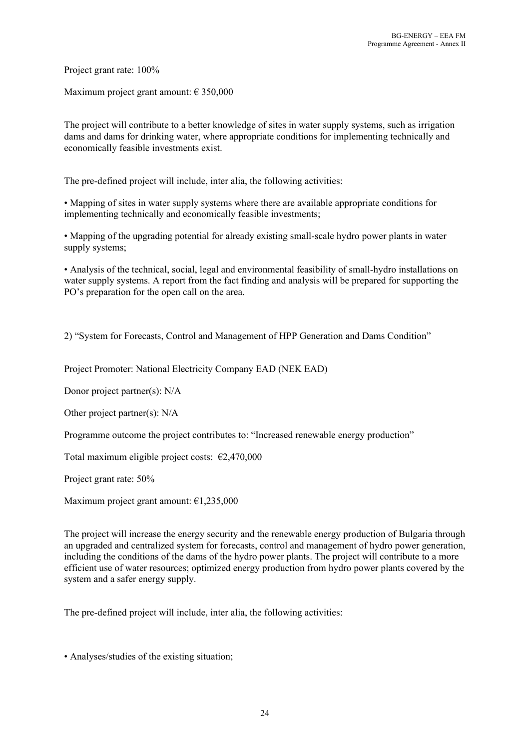Project grant rate: 100%

Maximum project grant amount: € 350,000

The project will contribute to a better knowledge of sites in water supply systems, such as irrigation dams and dams for drinking water, where appropriate conditions for implementing technically and economically feasible investments exist.

The pre-defined project will include, inter alia, the following activities:

• Mapping of sites in water supply systems where there are available appropriate conditions for implementing technically and economically feasible investments;

• Mapping of the upgrading potential for already existing small-scale hydro power plants in water supply systems;

• Analysis of the technical, social, legal and environmental feasibility of small-hydro installations on water supply systems. A report from the fact finding and analysis will be prepared for supporting the PO's preparation for the open call on the area.

2) "System for Forecasts, Control and Management of HPP Generation and Dams Condition"

Project Promoter: National Electricity Company EAD (NEK EAD)

Donor project partner(s): N/A

Other project partner(s): N/A

Programme outcome the project contributes to: "Increased renewable energy production"

Total maximum eligible project costs: €2,470,000

Project grant rate: 50%

Maximum project grant amount: €1,235,000

The project will increase the energy security and the renewable energy production of Bulgaria through an upgraded and centralized system for forecasts, control and management of hydro power generation, including the conditions of the dams of the hydro power plants. The project will contribute to a more efficient use of water resources; optimized energy production from hydro power plants covered by the system and a safer energy supply.

The pre-defined project will include, inter alia, the following activities:

• Analyses/studies of the existing situation;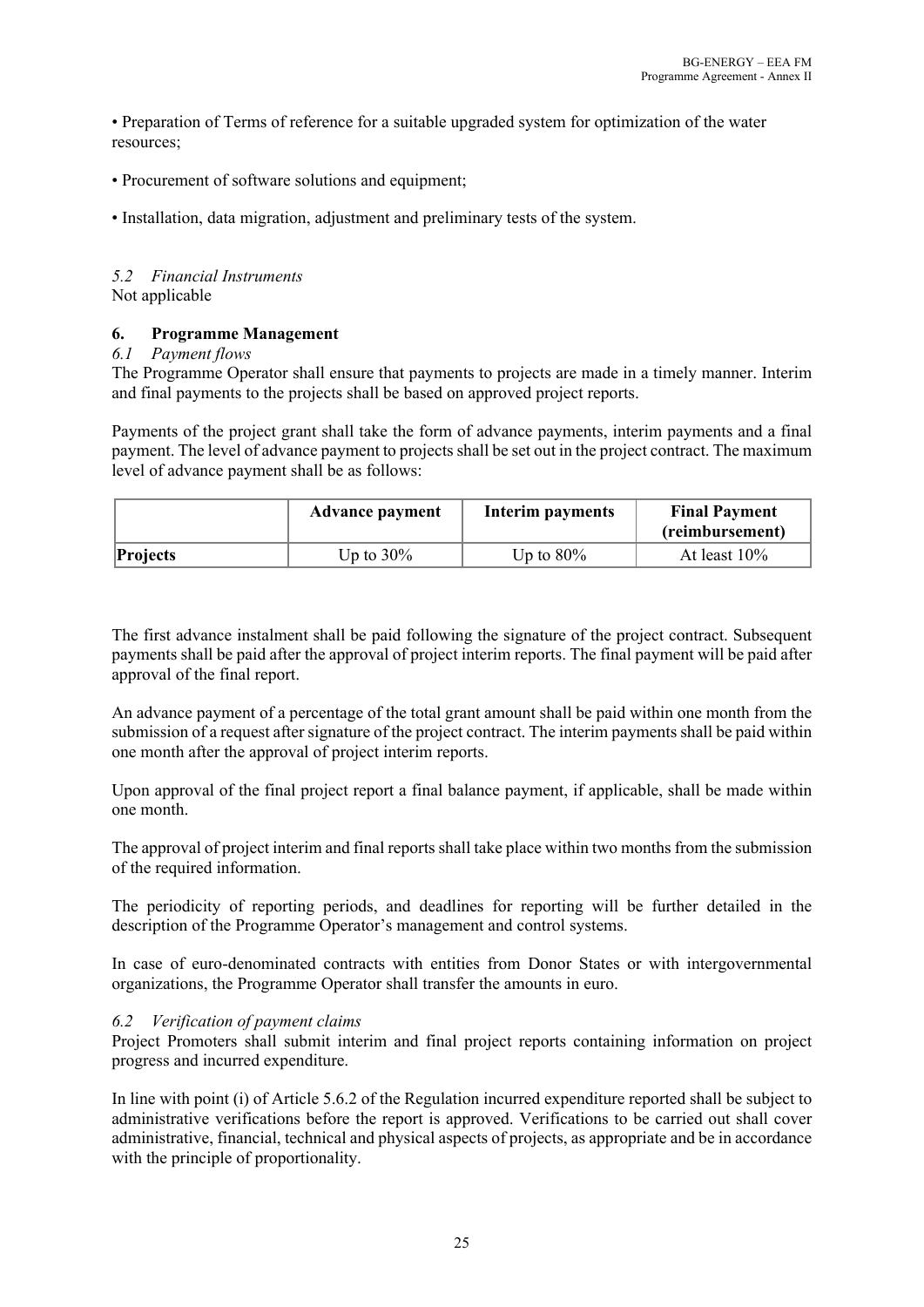• Preparation of Terms of reference for a suitable upgraded system for optimization of the water resources;

• Procurement of software solutions and equipment;

• Installation, data migration, adjustment and preliminary tests of the system.

*5.2 Financial Instruments*

Not applicable

## 6. Programme Management

*6.1 Payment flows*

The Programme Operator shall ensure that payments to projects are made in a timely manner. Interim and final payments to the projects shall be based on approved project reports.

Payments of the project grant shall take the form of advance payments, interim payments and a final payment. The level of advance payment to projects shall be set out in the project contract. The maximum level of advance payment shall be as follows:

| | Advance payment | Interim payments | Final Payment (reimbursement) |
|---|---|---|---|
| **Projects** | Up to 30% | Up to 80% | At least 10% |

The first advance instalment shall be paid following the signature of the project contract. Subsequent payments shall be paid after the approval of project interim reports. The final payment will be paid after approval of the final report.

An advance payment of a percentage of the total grant amount shall be paid within one month from the submission of a request after signature of the project contract. The interim payments shall be paid within one month after the approval of project interim reports.

Upon approval of the final project report a final balance payment, if applicable, shall be made within one month.

The approval of project interim and final reports shall take place within two months from the submission of the required information.

The periodicity of reporting periods, and deadlines for reporting will be further detailed in the description of the Programme Operator's management and control systems.

In case of euro-denominated contracts with entities from Donor States or with intergovernmental organizations, the Programme Operator shall transfer the amounts in euro.

*6.2 Verification of payment claims*

Project Promoters shall submit interim and final project reports containing information on project progress and incurred expenditure.

In line with point (i) of Article 5.6.2 of the Regulation incurred expenditure reported shall be subject to administrative verifications before the report is approved. Verifications to be carried out shall cover administrative, financial, technical and physical aspects of projects, as appropriate and be in accordance with the principle of proportionality.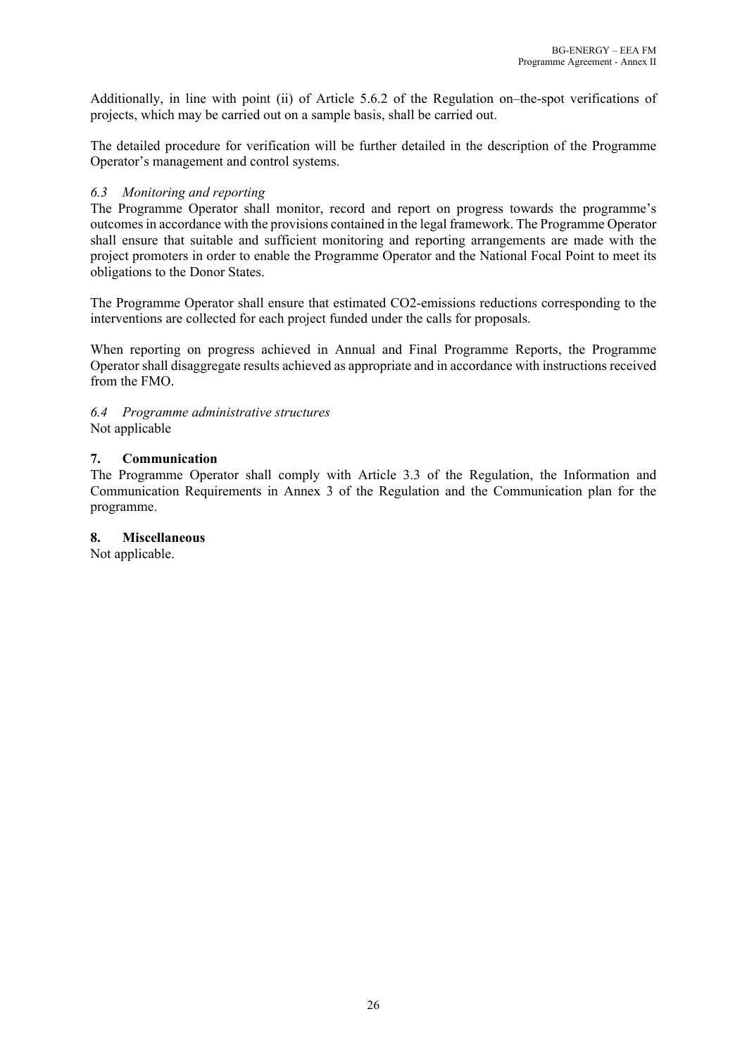Additionally, in line with point (ii) of Article 5.6.2 of the Regulation on–the-spot verifications of projects, which may be carried out on a sample basis, shall be carried out.

The detailed procedure for verification will be further detailed in the description of the Programme Operator's management and control systems.

### *6.3 Monitoring and reporting*

The Programme Operator shall monitor, record and report on progress towards the programme's outcomes in accordance with the provisions contained in the legal framework. The Programme Operator shall ensure that suitable and sufficient monitoring and reporting arrangements are made with the project promoters in order to enable the Programme Operator and the National Focal Point to meet its obligations to the Donor States.

The Programme Operator shall ensure that estimated $CO_2$-emissions reductions corresponding to the interventions are collected for each project funded under the calls for proposals.

When reporting on progress achieved in Annual and Final Programme Reports, the Programme Operator shall disaggregate results achieved as appropriate and in accordance with instructions received from the FMO.

### *6.4 Programme administrative structures*

Not applicable

## 7. Communication

The Programme Operator shall comply with Article 3.3 of the Regulation, the Information and Communication Requirements in Annex 3 of the Regulation and the Communication plan for the programme.

## 8. Miscellaneous

Not applicable.